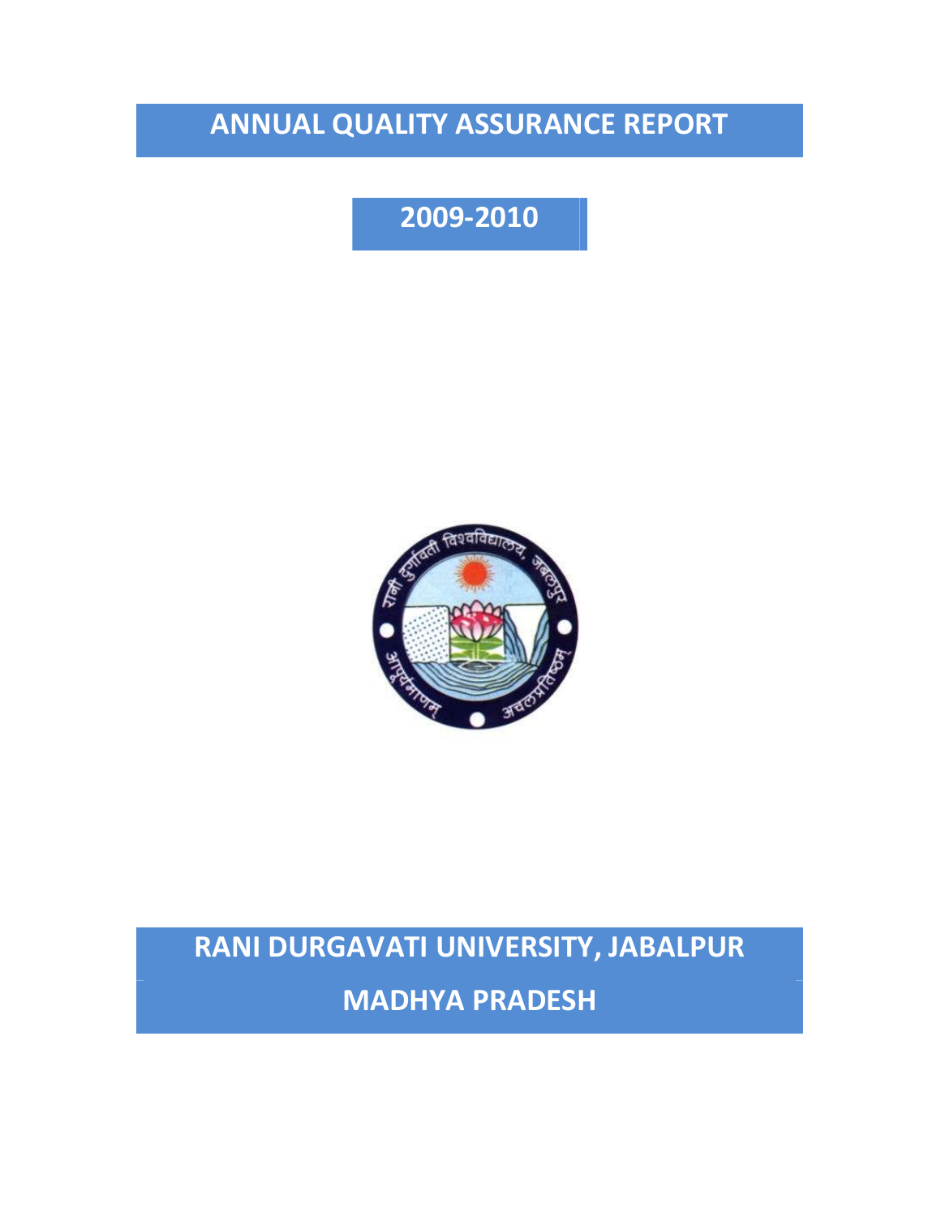# ANNUAL QUALITY ASSURANCE REPORT

## 2009-2010

# RANI DURGAVATI UNIVERSITY, JABALPUR

# MADHYA PRADESH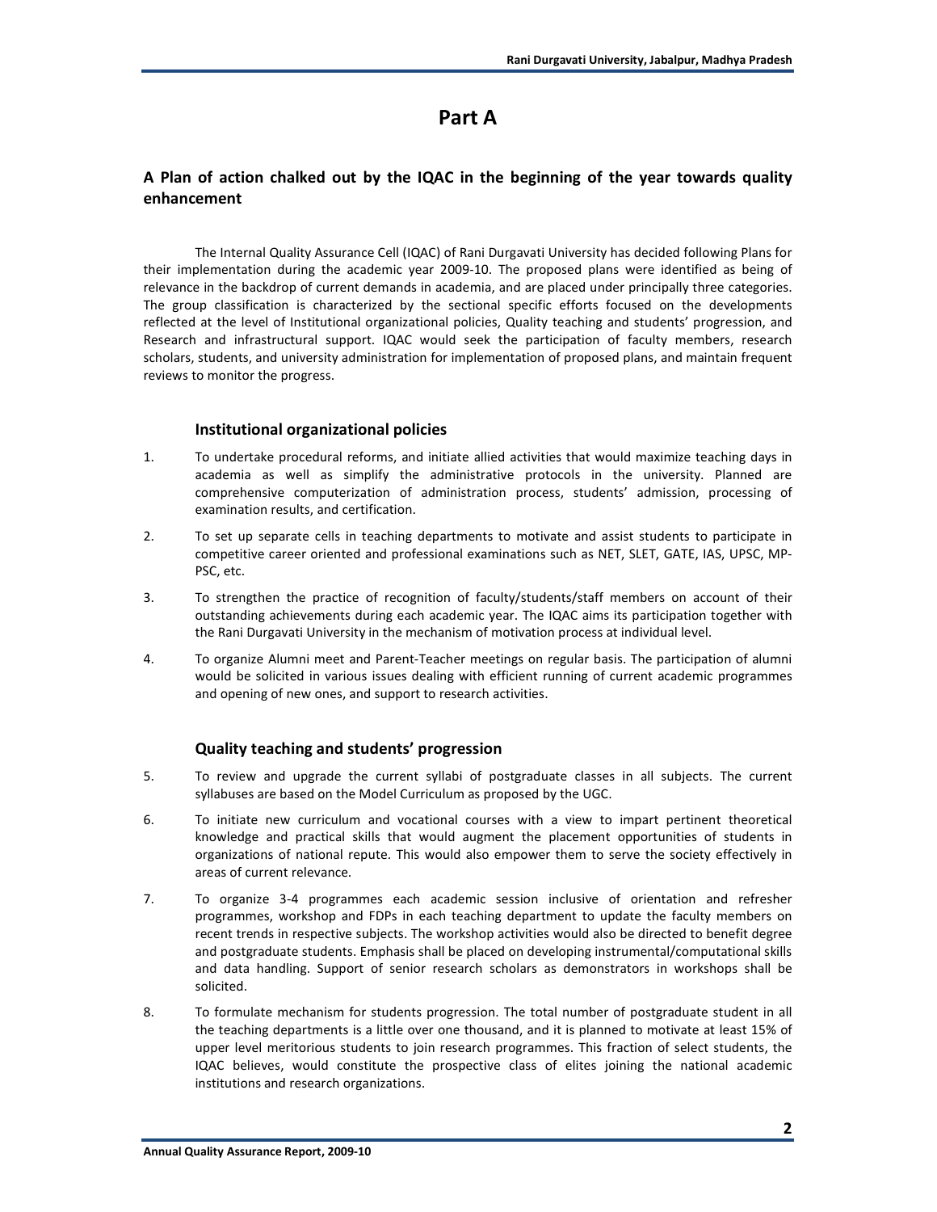# Part A

## A Plan of action chalked out by the IQAC in the beginning of the year towards quality enhancement

The Internal Quality Assurance Cell (IQAC) of Rani Durgavati University has decided following Plans for their implementation during the academic year 2009-10. The proposed plans were identified as being of relevance in the backdrop of current demands in academia, and are placed under principally three categories. The group classification is characterized by the sectional specific efforts focused on the developments reflected at the level of Institutional organizational policies, Quality teaching and students' progression, and Research and infrastructural support. IQAC would seek the participation of faculty members, research scholars, students, and university administration for implementation of proposed plans, and maintain frequent reviews to monitor the progress.

### Institutional organizational policies

1. To undertake procedural reforms, and initiate allied activities that would maximize teaching days in academia as well as simplify the administrative protocols in the university. Planned are comprehensive computerization of administration process, students' admission, processing of examination results, and certification.
2. To set up separate cells in teaching departments to motivate and assist students to participate in competitive career oriented and professional examinations such as NET, SLET, GATE, IAS, UPSC, MP-PSC, etc.
3. To strengthen the practice of recognition of faculty/students/staff members on account of their outstanding achievements during each academic year. The IQAC aims its participation together with the Rani Durgavati University in the mechanism of motivation process at individual level.
4. To organize Alumni meet and Parent-Teacher meetings on regular basis. The participation of alumni would be solicited in various issues dealing with efficient running of current academic programmes and opening of new ones, and support to research activities.

### Quality teaching and students' progression

5. To review and upgrade the current syllabi of postgraduate classes in all subjects. The current syllabuses are based on the Model Curriculum as proposed by the UGC.
6. To initiate new curriculum and vocational courses with a view to impart pertinent theoretical knowledge and practical skills that would augment the placement opportunities of students in organizations of national repute. This would also empower them to serve the society effectively in areas of current relevance.
7. To organize 3-4 programmes each academic session inclusive of orientation and refresher programmes, workshop and FDPs in each teaching department to update the faculty members on recent trends in respective subjects. The workshop activities would also be directed to benefit degree and postgraduate students. Emphasis shall be placed on developing instrumental/computational skills and data handling. Support of senior research scholars as demonstrators in workshops shall be solicited.
8. To formulate mechanism for students progression. The total number of postgraduate student in all the teaching departments is a little over one thousand, and it is planned to motivate at least 15% of upper level meritorious students to join research programmes. This fraction of select students, the IQAC believes, would constitute the prospective class of elites joining the national academic institutions and research organizations.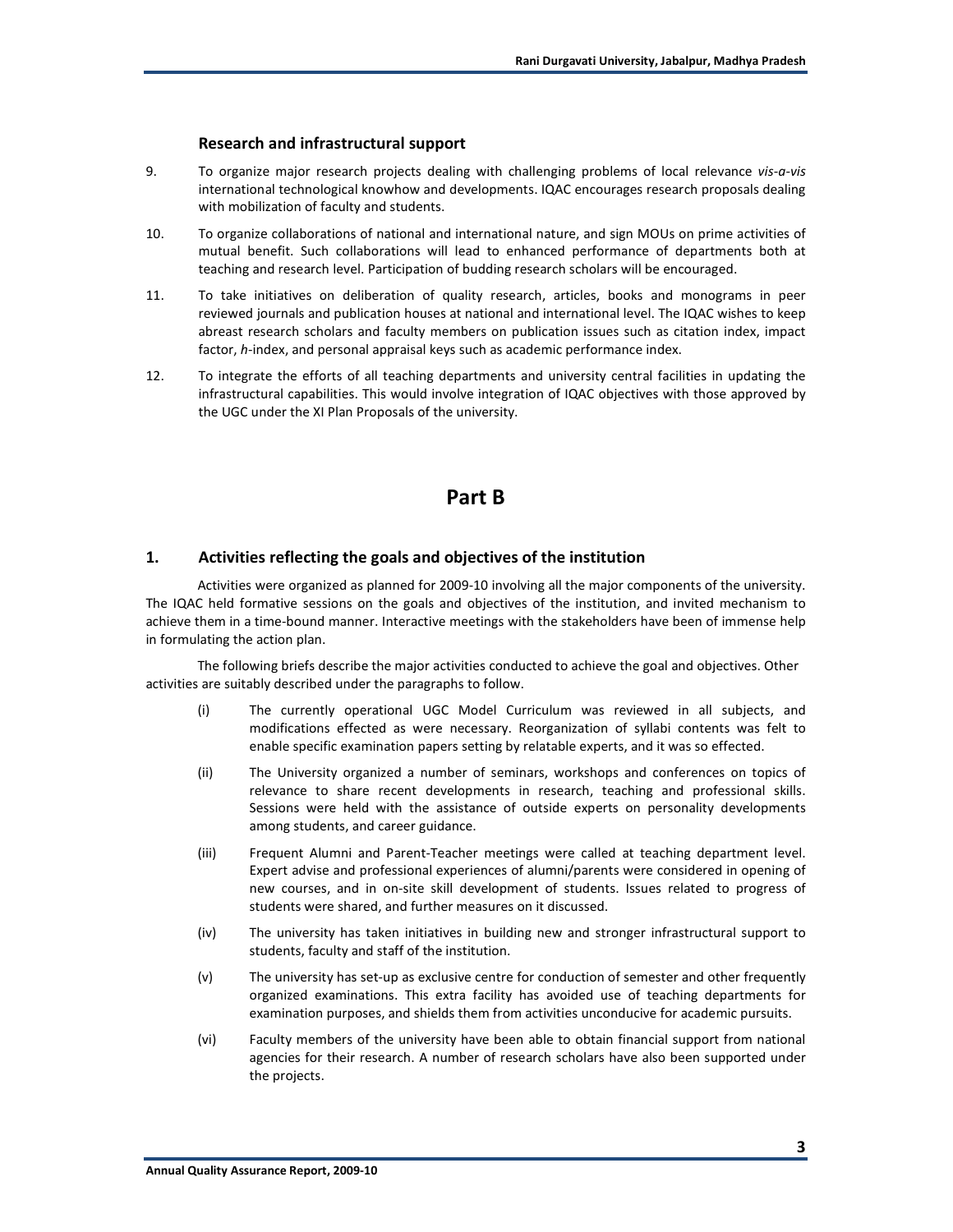### Research and infrastructural support

9. To organize major research projects dealing with challenging problems of local relevance *vis-a-vis* international technological knowhow and developments. IQAC encourages research proposals dealing with mobilization of faculty and students.

10. To organize collaborations of national and international nature, and sign MOUs on prime activities of mutual benefit. Such collaborations will lead to enhanced performance of departments both at teaching and research level. Participation of budding research scholars will be encouraged.

11. To take initiatives on deliberation of quality research, articles, books and monograms in peer reviewed journals and publication houses at national and international level. The IQAC wishes to keep abreast research scholars and faculty members on publication issues such as citation index, impact factor, *h*-index, and personal appraisal keys such as academic performance index.

12. To integrate the efforts of all teaching departments and university central facilities in updating the infrastructural capabilities. This would involve integration of IQAC objectives with those approved by the UGC under the XI Plan Proposals of the university.

# Part B

## 1. Activities reflecting the goals and objectives of the institution

Activities were organized as planned for 2009-10 involving all the major components of the university. The IQAC held formative sessions on the goals and objectives of the institution, and invited mechanism to achieve them in a time-bound manner. Interactive meetings with the stakeholders have been of immense help in formulating the action plan.

The following briefs describe the major activities conducted to achieve the goal and objectives. Other activities are suitably described under the paragraphs to follow.

(i) The currently operational UGC Model Curriculum was reviewed in all subjects, and modifications effected as were necessary. Reorganization of syllabi contents was felt to enable specific examination papers setting by relatable experts, and it was so effected.

(ii) The University organized a number of seminars, workshops and conferences on topics of relevance to share recent developments in research, teaching and professional skills. Sessions were held with the assistance of outside experts on personality developments among students, and career guidance.

(iii) Frequent Alumni and Parent-Teacher meetings were called at teaching department level. Expert advise and professional experiences of alumni/parents were considered in opening of new courses, and in on-site skill development of students. Issues related to progress of students were shared, and further measures on it discussed.

(iv) The university has taken initiatives in building new and stronger infrastructural support to students, faculty and staff of the institution.

(v) The university has set-up as exclusive centre for conduction of semester and other frequently organized examinations. This extra facility has avoided use of teaching departments for examination purposes, and shields them from activities unconducive for academic pursuits.

(vi) Faculty members of the university have been able to obtain financial support from national agencies for their research. A number of research scholars have also been supported under the projects.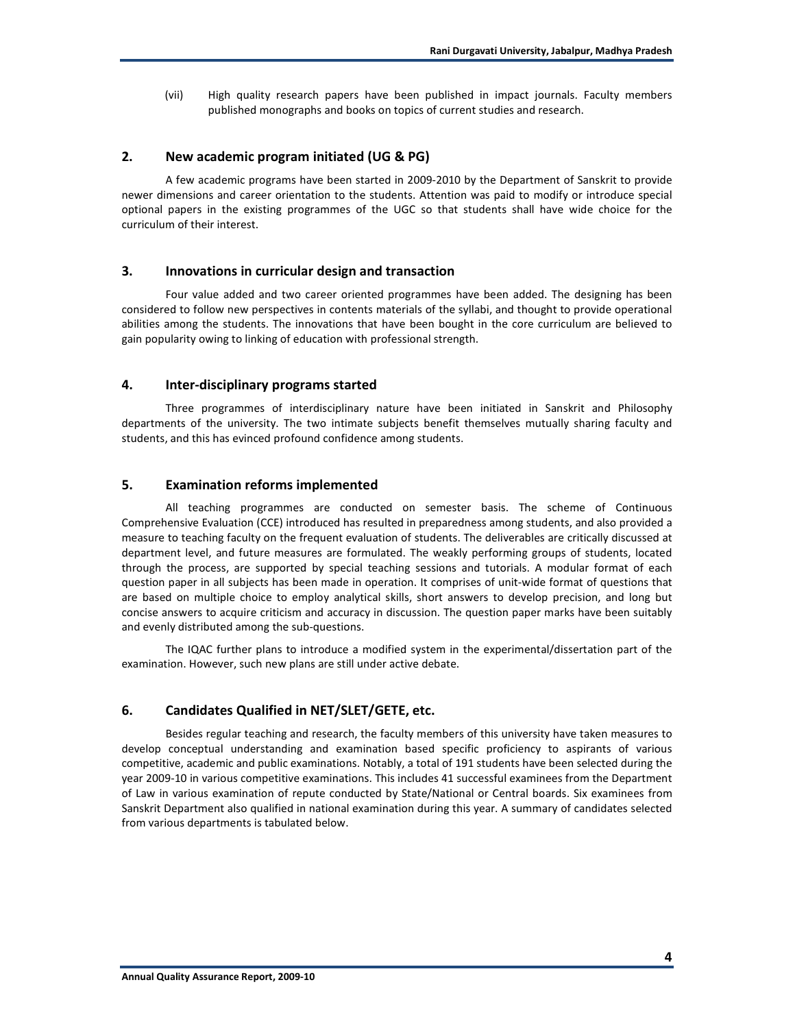(vii) High quality research papers have been published in impact journals. Faculty members published monographs and books on topics of current studies and research.

## 2. New academic program initiated (UG & PG)

A few academic programs have been started in 2009-2010 by the Department of Sanskrit to provide newer dimensions and career orientation to the students. Attention was paid to modify or introduce special optional papers in the existing programmes of the UGC so that students shall have wide choice for the curriculum of their interest.

## 3. Innovations in curricular design and transaction

Four value added and two career oriented programmes have been added. The designing has been considered to follow new perspectives in contents materials of the syllabi, and thought to provide operational abilities among the students. The innovations that have been bought in the core curriculum are believed to gain popularity owing to linking of education with professional strength.

## 4. Inter-disciplinary programs started

Three programmes of interdisciplinary nature have been initiated in Sanskrit and Philosophy departments of the university. The two intimate subjects benefit themselves mutually sharing faculty and students, and this has evinced profound confidence among students.

## 5. Examination reforms implemented

All teaching programmes are conducted on semester basis. The scheme of Continuous Comprehensive Evaluation (CCE) introduced has resulted in preparedness among students, and also provided a measure to teaching faculty on the frequent evaluation of students. The deliverables are critically discussed at department level, and future measures are formulated. The weakly performing groups of students, located through the process, are supported by special teaching sessions and tutorials. A modular format of each question paper in all subjects has been made in operation. It comprises of unit-wide format of questions that are based on multiple choice to employ analytical skills, short answers to develop precision, and long but concise answers to acquire criticism and accuracy in discussion. The question paper marks have been suitably and evenly distributed among the sub-questions.

The IQAC further plans to introduce a modified system in the experimental/dissertation part of the examination. However, such new plans are still under active debate.

## 6. Candidates Qualified in NET/SLET/GETE, etc.

Besides regular teaching and research, the faculty members of this university have taken measures to develop conceptual understanding and examination based specific proficiency to aspirants of various competitive, academic and public examinations. Notably, a total of 191 students have been selected during the year 2009-10 in various competitive examinations. This includes 41 successful examinees from the Department of Law in various examination of repute conducted by State/National or Central boards. Six examinees from Sanskrit Department also qualified in national examination during this year. A summary of candidates selected from various departments is tabulated below.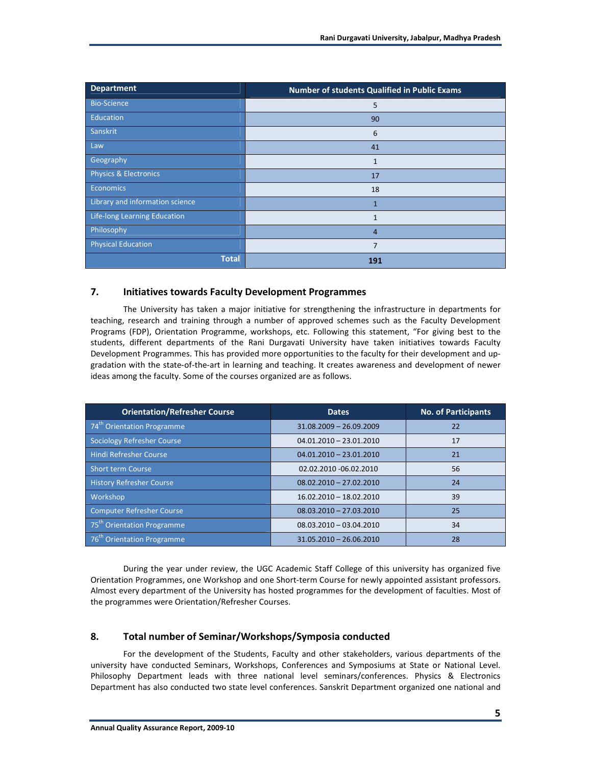| Department | Number of students Qualified in Public Exams |
|---|---|
| Bio-Science | 5 |
| Education | 90 |
| Sanskrit | 6 |
| Law | 41 |
| Geography | 1 |
| Physics & Electronics | 17 |
| Economics | 18 |
| Library and information science | 1 |
| Life-long Learning Education | 1 |
| Philosophy | 4 |
| Physical Education | 7 |
| **Total** | **191** |

## 7. Initiatives towards Faculty Development Programmes

The University has taken a major initiative for strengthening the infrastructure in departments for teaching, research and training through a number of approved schemes such as the Faculty Development Programs (FDP), Orientation Programme, workshops, etc. Following this statement, "For giving best to the students, different departments of the Rani Durgavati University have taken initiatives towards Faculty Development Programmes. This has provided more opportunities to the faculty for their development and up-gradation with the state-of-the-art in learning and teaching. It creates awareness and development of newer ideas among the faculty. Some of the courses organized are as follows.

| Orientation/Refresher Course | Dates | No. of Participants |
|---|---|---|
| 74th Orientation Programme | 31.08.2009 – 26.09.2009 | 22 |
| Sociology Refresher Course | 04.01.2010 – 23.01.2010 | 17 |
| Hindi Refresher Course | 04.01.2010 – 23.01.2010 | 21 |
| Short term Course | 02.02.2010 -06.02.2010 | 56 |
| History Refresher Course | 08.02.2010 – 27.02.2010 | 24 |
| Workshop | 16.02.2010 – 18.02.2010 | 39 |
| Computer Refresher Course | 08.03.2010 – 27.03.2010 | 25 |
| 75th Orientation Programme | 08.03.2010 – 03.04.2010 | 34 |
| 76th Orientation Programme | 31.05.2010 – 26.06.2010 | 28 |

During the year under review, the UGC Academic Staff College of this university has organized five Orientation Programmes, one Workshop and one Short-term Course for newly appointed assistant professors. Almost every department of the University has hosted programmes for the development of faculties. Most of the programmes were Orientation/Refresher Courses.

## 8. Total number of Seminar/Workshops/Symposia conducted

For the development of the Students, Faculty and other stakeholders, various departments of the university have conducted Seminars, Workshops, Conferences and Symposiums at State or National Level. Philosophy Department leads with three national level seminars/conferences. Physics & Electronics Department has also conducted two state level conferences. Sanskrit Department organized one national and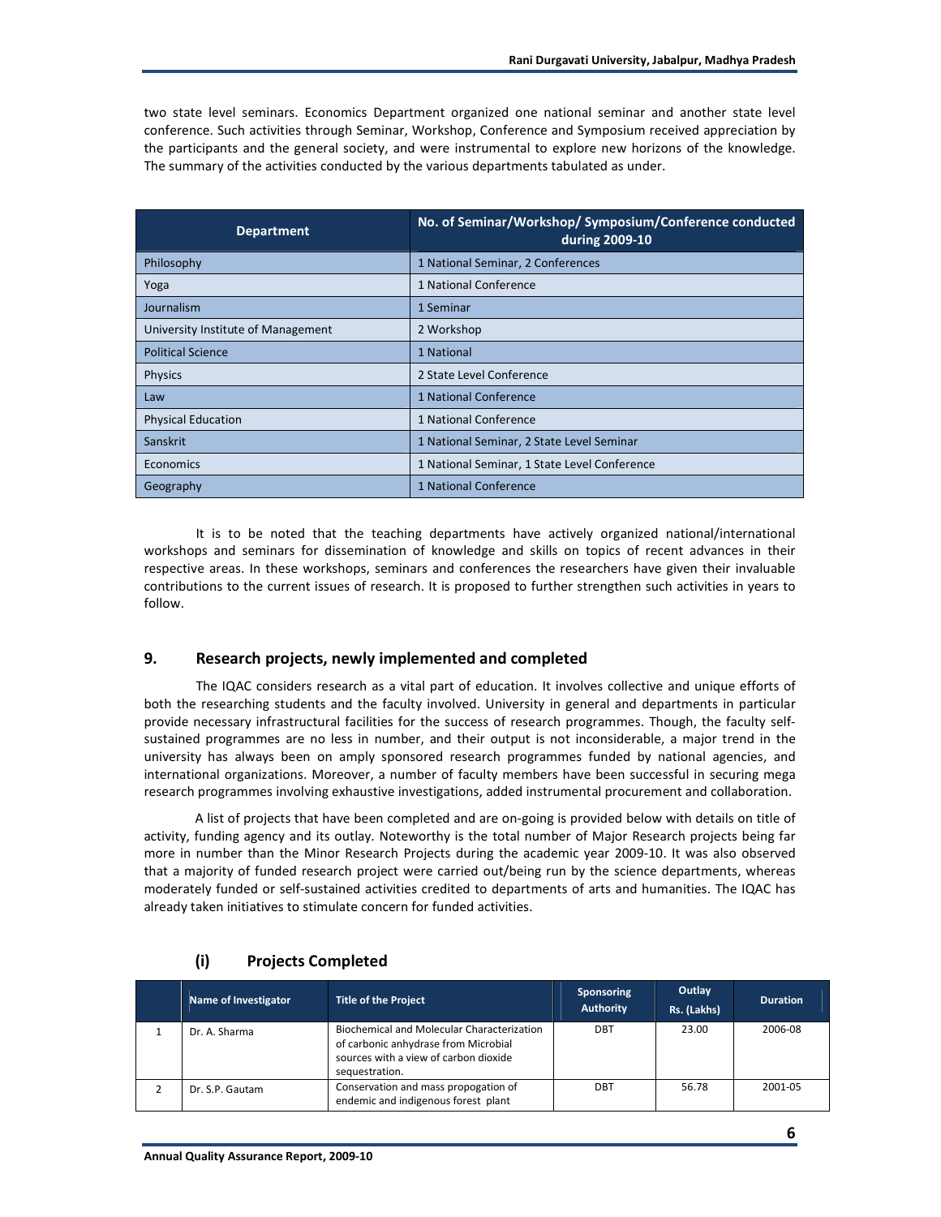two state level seminars. Economics Department organized one national seminar and another state level conference. Such activities through Seminar, Workshop, Conference and Symposium received appreciation by the participants and the general society, and were instrumental to explore new horizons of the knowledge. The summary of the activities conducted by the various departments tabulated as under.

| Department | No. of Seminar/Workshop/ Symposium/Conference conducted during 2009-10 |
|---|---|
| Philosophy | 1 National Seminar, 2 Conferences |
| Yoga | 1 National Conference |
| Journalism | 1 Seminar |
| University Institute of Management | 2 Workshop |
| Political Science | 1 National |
| Physics | 2 State Level Conference |
| Law | 1 National Conference |
| Physical Education | 1 National Conference |
| Sanskrit | 1 National Seminar, 2 State Level Seminar |
| Economics | 1 National Seminar, 1 State Level Conference |
| Geography | 1 National Conference |

It is to be noted that the teaching departments have actively organized national/international workshops and seminars for dissemination of knowledge and skills on topics of recent advances in their respective areas. In these workshops, seminars and conferences the researchers have given their invaluable contributions to the current issues of research. It is proposed to further strengthen such activities in years to follow.

## 9. Research projects, newly implemented and completed

The IQAC considers research as a vital part of education. It involves collective and unique efforts of both the researching students and the faculty involved. University in general and departments in particular provide necessary infrastructural facilities for the success of research programmes. Though, the faculty self-sustained programmes are no less in number, and their output is not inconsiderable, a major trend in the university has always been on amply sponsored research programmes funded by national agencies, and international organizations. Moreover, a number of faculty members have been successful in securing mega research programmes involving exhaustive investigations, added instrumental procurement and collaboration.

A list of projects that have been completed and are on-going is provided below with details on title of activity, funding agency and its outlay. Noteworthy is the total number of Major Research projects being far more in number than the Minor Research Projects during the academic year 2009-10. It was also observed that a majority of funded research project were carried out/being run by the science departments, whereas moderately funded or self-sustained activities credited to departments of arts and humanities. The IQAC has already taken initiatives to stimulate concern for funded activities.

### (i) Projects Completed

| | Name of Investigator | Title of the Project | Sponsoring Authority | Outlay Rs. (Lakhs) | Duration |
|---|---|---|---|---|---|
| 1 | Dr. A. Sharma | Biochemical and Molecular Characterization of carbonic anhydrase from Microbial sources with a view of carbon dioxide sequestration. | DBT | 23.00 | 2006-08 |
| 2 | Dr. S.P. Gautam | Conservation and mass propogation of endemic and indigenous forest plant | DBT | 56.78 | 2001-05 |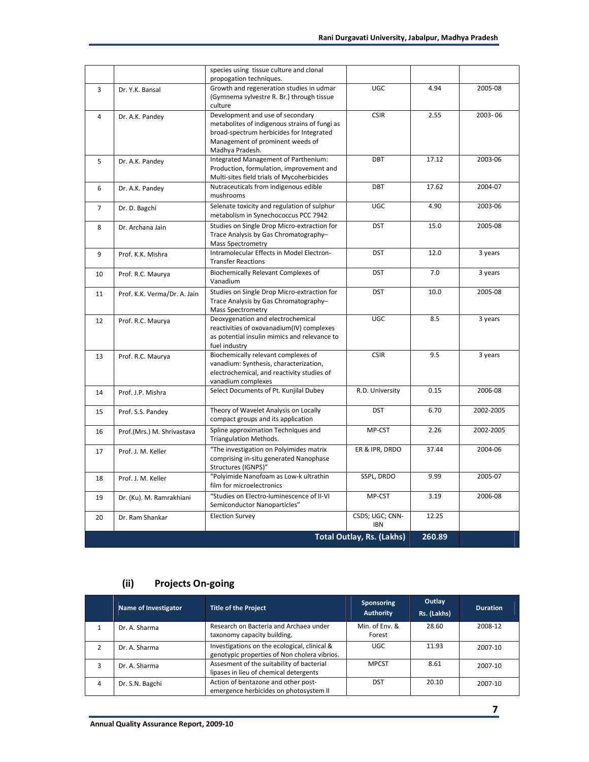| | | | | | |
|---|---|---|---|---|---|
| | | species using tissue culture and clonal propogation techniques. | | | |
| 3 | Dr. Y.K. Bansal | Growth and regeneration studies in udmar (Gymnema sylvestre R. Br.) through tissue culture | UGC | 4.94 | 2005-08 |
| 4 | Dr. A.K. Pandey | Development and use of secondary metabolites of indigenous strains of fungi as broad-spectrum herbicides for Integrated Management of prominent weeds of Madhya Pradesh. | CSIR | 2.55 | 2003- 06 |
| 5 | Dr. A.K. Pandey | Integrated Management of Parthenium: Production, formulation, improvement and Multi-sites field trials of Mycoherbicides | DBT | 17.12 | 2003-06 |
| 6 | Dr. A.K. Pandey | Nutraceuticals from indigenous edible mushrooms | DBT | 17.62 | 2004-07 |
| 7 | Dr. D. Bagchi | Selenate toxicity and regulation of sulphur metabolism in Synechococcus PCC 7942 | UGC | 4.90 | 2003-06 |
| 8 | Dr. Archana Jain | Studies on Single Drop Micro-extraction for Trace Analysis by Gas Chromatography–Mass Spectrometry | DST | 15.0 | 2005-08 |
| 9 | Prof. K.K. Mishra | Intramolecular Effects in Model Electron-Transfer Reactions | DST | 12.0 | 3 years |
| 10 | Prof. R.C. Maurya | Biochemically Relevant Complexes of Vanadium | DST | 7.0 | 3 years |
| 11 | Prof. K.K. Verma/Dr. A. Jain | Studies on Single Drop Micro-extraction for Trace Analysis by Gas Chromatography–Mass Spectrometry | DST | 10.0 | 2005-08 |
| 12 | Prof. R.C. Maurya | Deoxygenation and electrochemical reactivities of oxovanadium(IV) complexes as potential insulin mimics and relevance to fuel industry | UGC | 8.5 | 3 years |
| 13 | Prof. R.C. Maurya | Biochemically relevant complexes of vanadium: Synthesis, characterization, electrochemical, and reactivity studies of vanadium complexes | CSIR | 9.5 | 3 years |
| 14 | Prof. J.P. Mishra | Select Documents of Pt. Kunjilal Dubey | R.D. University | 0.15 | 2006-08 |
| 15 | Prof. S.S. Pandey | Theory of Wavelet Analysis on Locally compact groups and its application | DST | 6.70 | 2002-2005 |
| 16 | Prof.(Mrs.) M. Shrivastava | Spline approximation Techniques and Triangulation Methods. | MP-CST | 2.26 | 2002-2005 |
| 17 | Prof. J. M. Keller | "The investigation on Polyimides matrix comprising in-situ generated Nanophase Structures (IGNPS)" | ER & IPR, DRDO | 37.44 | 2004-06 |
| 18 | Prof. J. M. Keller | "Polyimide Nanofoam as Low-k ultrathin film for microelectronics | SSPL, DRDO | 9.99 | 2005-07 |
| 19 | Dr. (Ku). M. Ramrakhiani | "Studies on Electro-luminescence of II-VI Semiconductor Nanoparticles" | MP-CST | 3.19 | 2006-08 |
| 20 | Dr. Ram Shankar | Election Survey | CSDS; UGC; CNN-IBN | 12.25 | |
| | | | **Total Outlay, Rs. (Lakhs)** | **260.89** | |

## (ii) Projects On-going

| | Name of Investigator | Title of the Project | Sponsoring Authority | Outlay Rs. (Lakhs) | Duration |
|---|---|---|---|---|---|
| 1 | Dr. A. Sharma | Research on Bacteria and Archaea under taxonomy capacity building. | Min. of Env. & Forest | 28.60 | 2008-12 |
| 2 | Dr. A. Sharma | Investigations on the ecological, clinical & genotypic properties of Non cholera vibrios. | UGC | 11.93 | 2007-10 |
| 3 | Dr. A. Sharma | Assesment of the suitability of bacterial lipases in lieu of chemical detergents | MPCST | 8.61 | 2007-10 |
| 4 | Dr. S.N. Bagchi | Action of bentazone and other post-emergence herbicides on photosystem II | DST | 20.10 | 2007-10 |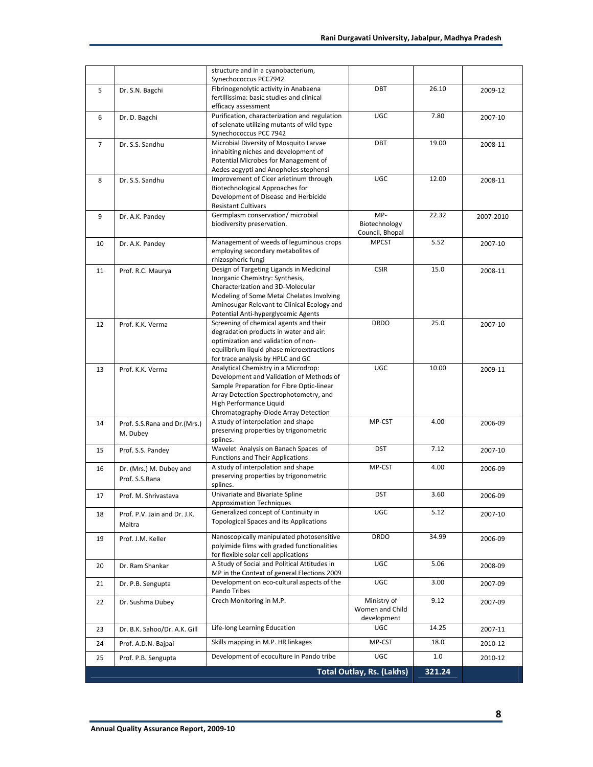| | | structure and in a cyanobacterium, Synechococcus PCC7942 | | | |
|---|---|---|---|---|---|
| 5 | Dr. S.N. Bagchi | Fibrinogenolytic activity in Anabaena fertillissima: basic studies and clinical efficacy assessment | DBT | 26.10 | 2009-12 |
| 6 | Dr. D. Bagchi | Purification, characterization and regulation of selenate utilizing mutants of wild type Synechococcus PCC 7942 | UGC | 7.80 | 2007-10 |
| 7 | Dr. S.S. Sandhu | Microbial Diversity of Mosquito Larvae inhabiting niches and development of Potential Microbes for Management of Aedes aegypti and Anopheles stephensi | DBT | 19.00 | 2008-11 |
| 8 | Dr. S.S. Sandhu | Improvement of Cicer arietinum through Biotechnological Approaches for Development of Disease and Herbicide Resistant Cultivars | UGC | 12.00 | 2008-11 |
| 9 | Dr. A.K. Pandey | Germplasm conservation/ microbial biodiversity preservation. | MP-Biotechnology Council, Bhopal | 22.32 | 2007-2010 |
| 10 | Dr. A.K. Pandey | Management of weeds of leguminous crops employing secondary metabolites of rhizospheric fungi | MPCST | 5.52 | 2007-10 |
| 11 | Prof. R.C. Maurya | Design of Targeting Ligands in Medicinal Inorganic Chemistry: Synthesis, Characterization and 3D-Molecular Modeling of Some Metal Chelates Involving Aminosugar Relevant to Clinical Ecology and Potential Anti-hyperglycemic Agents | CSIR | 15.0 | 2008-11 |
| 12 | Prof. K.K. Verma | Screening of chemical agents and their degradation products in water and air: optimization and validation of non-equilibrium liquid phase microextractions for trace analysis by HPLC and GC | DRDO | 25.0 | 2007-10 |
| 13 | Prof. K.K. Verma | Analytical Chemistry in a Microdrop: Development and Validation of Methods of Sample Preparation for Fibre Optic-linear Array Detection Spectrophotometry, and High Performance Liquid Chromatography-Diode Array Detection | UGC | 10.00 | 2009-11 |
| 14 | Prof. S.S.Rana and Dr.(Mrs.) M. Dubey | A study of interpolation and shape preserving properties by trigonometric splines. | MP-CST | 4.00 | 2006-09 |
| 15 | Prof. S.S. Pandey | Wavelet Analysis on Banach Spaces of Functions and Their Applications | DST | 7.12 | 2007-10 |
| 16 | Dr. (Mrs.) M. Dubey and Prof. S.S.Rana | A study of interpolation and shape preserving properties by trigonometric splines. | MP-CST | 4.00 | 2006-09 |
| 17 | Prof. M. Shrivastava | Univariate and Bivariate Spline Approximation Techniques | DST | 3.60 | 2006-09 |
| 18 | Prof. P.V. Jain and Dr. J.K. Maitra | Generalized concept of Continuity in Topological Spaces and its Applications | UGC | 5.12 | 2007-10 |
| 19 | Prof. J.M. Keller | Nanoscopically manipulated photosensitive polyimide films with graded functionalities for flexible solar cell applications | DRDO | 34.99 | 2006-09 |
| 20 | Dr. Ram Shankar | A Study of Social and Political Attitudes in MP in the Context of general Elections 2009 | UGC | 5.06 | 2008-09 |
| 21 | Dr. P.B. Sengupta | Development on eco-cultural aspects of the Pando Tribes | UGC | 3.00 | 2007-09 |
| 22 | Dr. Sushma Dubey | Crech Monitoring in M.P. | Ministry of Women and Child development | 9.12 | 2007-09 |
| 23 | Dr. B.K. Sahoo/Dr. A.K. Gill | Life-long Learning Education | UGC | 14.25 | 2007-11 |
| 24 | Prof. A.D.N. Bajpai | Skills mapping in M.P. HR linkages | MP-CST | 18.0 | 2010-12 |
| 25 | Prof. P.B. Sengupta | Development of ecoculture in Pando tribe | UGC | 1.0 | 2010-12 |
| | | | **Total Outlay, Rs. (Lakhs)** | **321.24** | |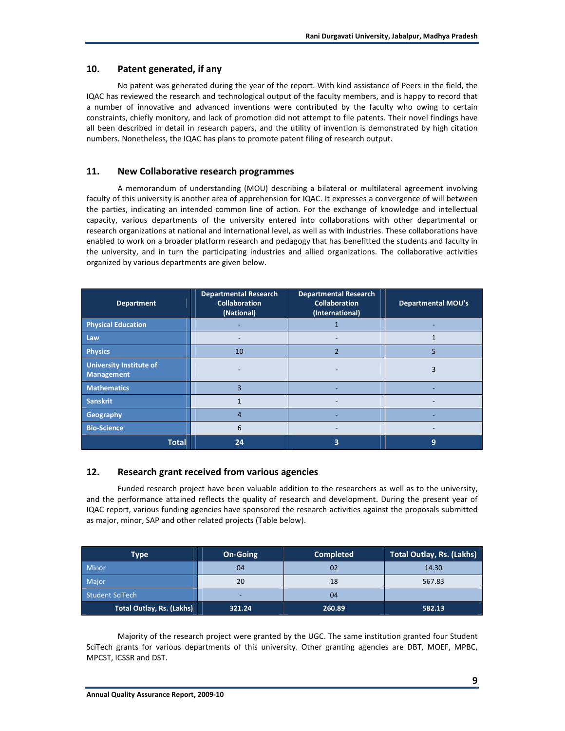## 10. Patent generated, if any

No patent was generated during the year of the report. With kind assistance of Peers in the field, the IQAC has reviewed the research and technological output of the faculty members, and is happy to record that a number of innovative and advanced inventions were contributed by the faculty who owing to certain constraints, chiefly monitory, and lack of promotion did not attempt to file patents. Their novel findings have all been described in detail in research papers, and the utility of invention is demonstrated by high citation numbers. Nonetheless, the IQAC has plans to promote patent filing of research output.

## 11. New Collaborative research programmes

A memorandum of understanding (MOU) describing a bilateral or multilateral agreement involving faculty of this university is another area of apprehension for IQAC. It expresses a convergence of will between the parties, indicating an intended common line of action. For the exchange of knowledge and intellectual capacity, various departments of the university entered into collaborations with other departmental or research organizations at national and international level, as well as with industries. These collaborations have enabled to work on a broader platform research and pedagogy that has benefitted the students and faculty in the university, and in turn the participating industries and allied organizations. The collaborative activities organized by various departments are given below.

| Department | Departmental Research Collaboration (National) | Departmental Research Collaboration (International) | Departmental MOU's |
|---|---|---|---|
| Physical Education | - | 1 | - |
| Law | - | - | 1 |
| Physics | 10 | 2 | 5 |
| University Institute of Management | - | - | 3 |
| Mathematics | 3 | - | - |
| Sanskrit | 1 | - | - |
| Geography | 4 | - | - |
| Bio-Science | 6 | - | - |
| **Total** | **24** | **3** | **9** |

## 12. Research grant received from various agencies

Funded research project have been valuable addition to the researchers as well as to the university, and the performance attained reflects the quality of research and development. During the present year of IQAC report, various funding agencies have sponsored the research activities against the proposals submitted as major, minor, SAP and other related projects (Table below).

| Type | On-Going | Completed | Total Outlay, Rs. (Lakhs) |
|---|---|---|---|
| Minor | 04 | 02 | 14.30 |
| Major | 20 | 18 | 567.83 |
| Student SciTech | - | 04 | |
| **Total Outlay, Rs. (Lakhs)** | **321.24** | **260.89** | **582.13** |

Majority of the research project were granted by the UGC. The same institution granted four Student SciTech grants for various departments of this university. Other granting agencies are DBT, MOEF, MPBC, MPCST, ICSSR and DST.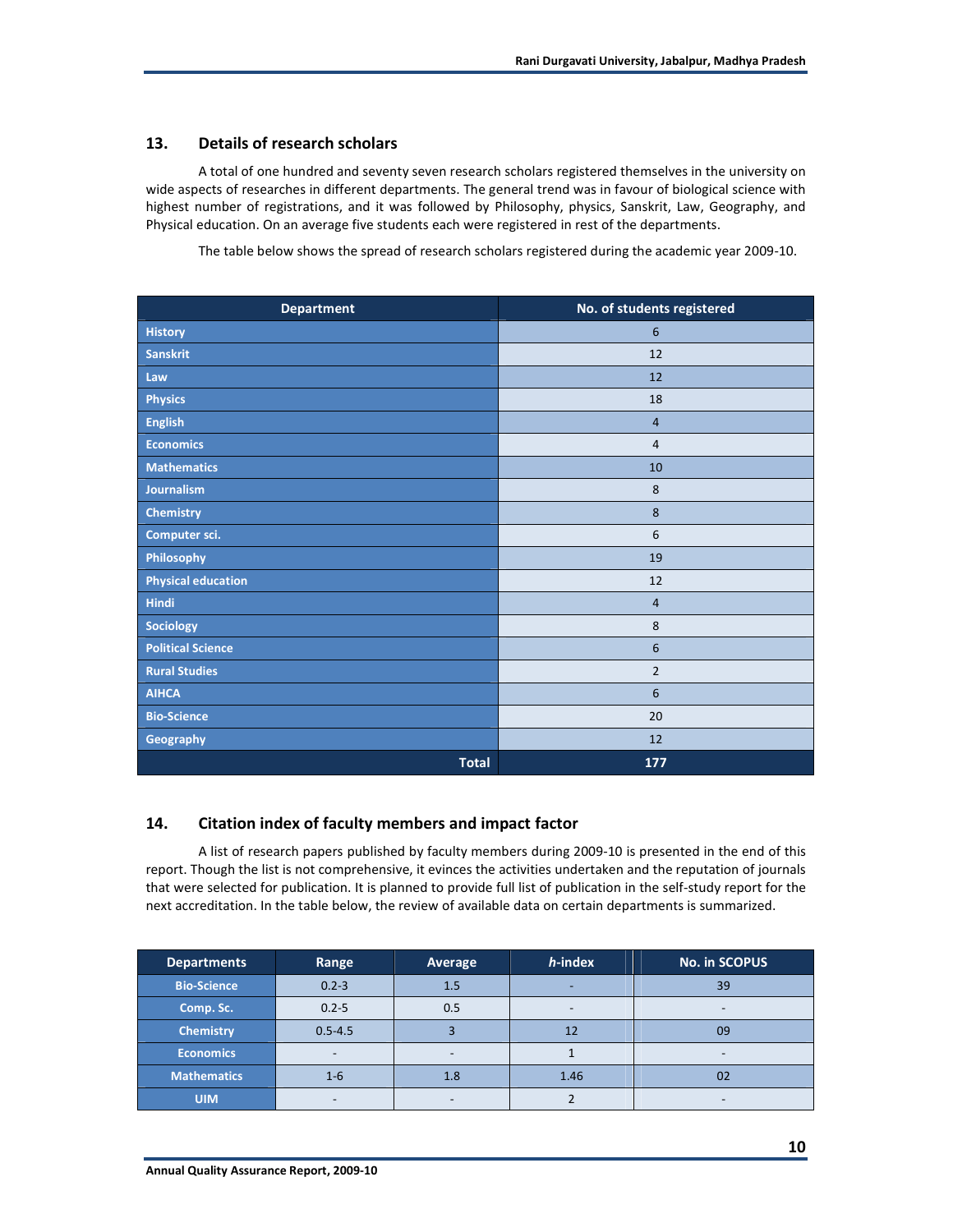## 13. Details of research scholars

A total of one hundred and seventy seven research scholars registered themselves in the university on wide aspects of researches in different departments. The general trend was in favour of biological science with highest number of registrations, and it was followed by Philosophy, physics, Sanskrit, Law, Geography, and Physical education. On an average five students each were registered in rest of the departments.

The table below shows the spread of research scholars registered during the academic year 2009-10.

| Department | No. of students registered |
|---|---|
| History | 6 |
| Sanskrit | 12 |
| Law | 12 |
| Physics | 18 |
| English | 4 |
| Economics | 4 |
| Mathematics | 10 |
| Journalism | 8 |
| Chemistry | 8 |
| Computer sci. | 6 |
| Philosophy | 19 |
| Physical education | 12 |
| Hindi | 4 |
| Sociology | 8 |
| Political Science | 6 |
| Rural Studies | 2 |
| AIHCA | 6 |
| Bio-Science | 20 |
| Geography | 12 |
| **Total** | **177** |

## 14. Citation index of faculty members and impact factor

A list of research papers published by faculty members during 2009-10 is presented in the end of this report. Though the list is not comprehensive, it evinces the activities undertaken and the reputation of journals that were selected for publication. It is planned to provide full list of publication in the self-study report for the next accreditation. In the table below, the review of available data on certain departments is summarized.

| Departments | Range | Average | *h*-index | No. in SCOPUS |
|---|---|---|---|---|
| Bio-Science | 0.2-3 | 1.5 | - | 39 |
| Comp. Sc. | 0.2-5 | 0.5 | - | - |
| Chemistry | 0.5-4.5 | 3 | 12 | 09 |
| Economics | - | - | 1 | - |
| Mathematics | 1-6 | 1.8 | 1.46 | 02 |
| UIM | - | - | 2 | - |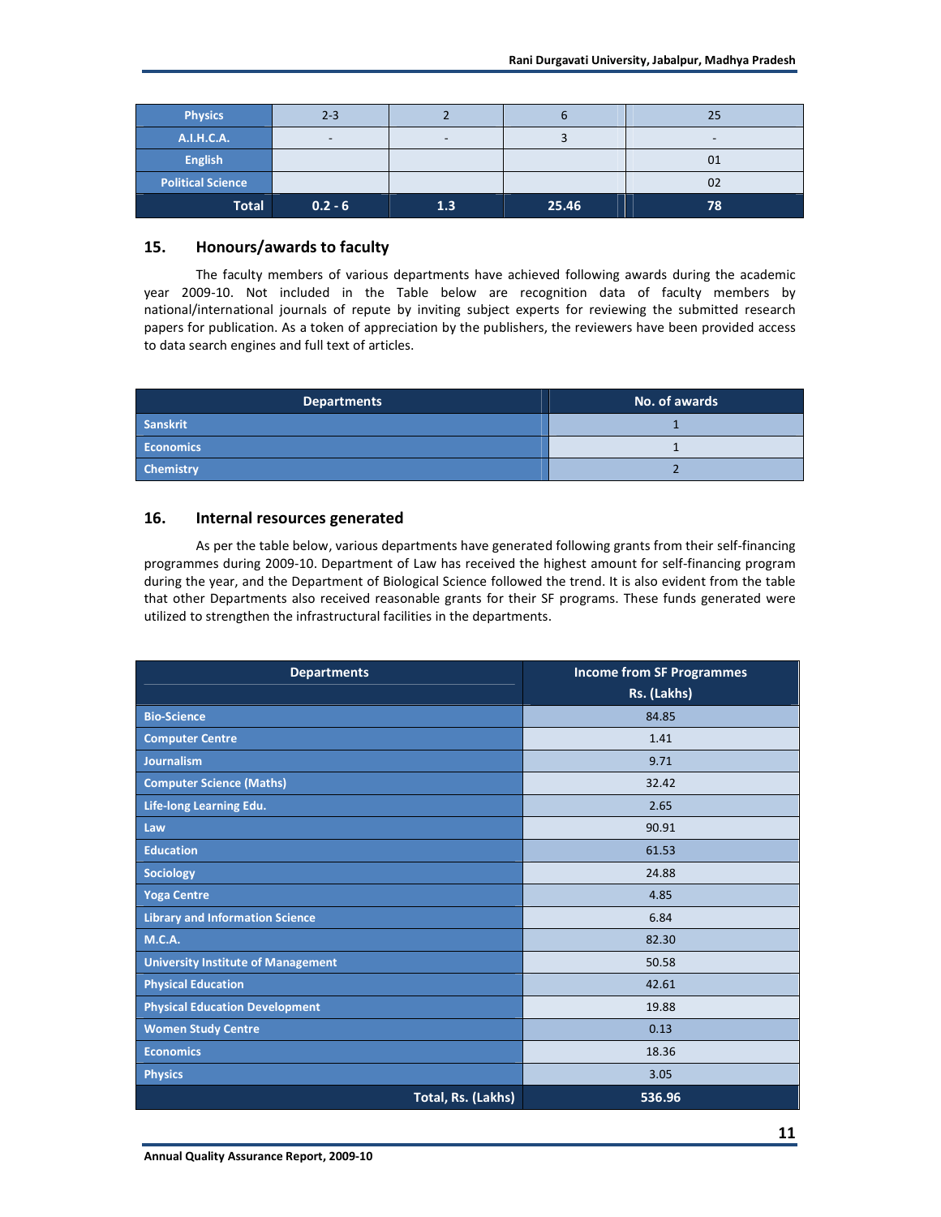| Physics | 2-3 | 2 | 6 | 25 |
|---|---|---|---|---|
| A.I.H.C.A. | - | - | 3 | - |
| English | | | | 01 |
| Political Science | | | | 02 |
| **Total** | **0.2 - 6** | **1.3** | **25.46** | **78** |

## 15. Honours/awards to faculty

The faculty members of various departments have achieved following awards during the academic year 2009-10. Not included in the Table below are recognition data of faculty members by national/international journals of repute by inviting subject experts for reviewing the submitted research papers for publication. As a token of appreciation by the publishers, the reviewers have been provided access to data search engines and full text of articles.

| Departments | No. of awards |
|---|---|
| Sanskrit | 1 |
| Economics | 1 |
| Chemistry | 2 |

## 16. Internal resources generated

As per the table below, various departments have generated following grants from their self-financing programmes during 2009-10. Department of Law has received the highest amount for self-financing program during the year, and the Department of Biological Science followed the trend. It is also evident from the table that other Departments also received reasonable grants for their SF programs. These funds generated were utilized to strengthen the infrastructural facilities in the departments.

| Departments | Income from SF Programmes Rs. (Lakhs) |
|---|---|
| Bio-Science | 84.85 |
| Computer Centre | 1.41 |
| Journalism | 9.71 |
| Computer Science (Maths) | 32.42 |
| Life-long Learning Edu. | 2.65 |
| Law | 90.91 |
| Education | 61.53 |
| Sociology | 24.88 |
| Yoga Centre | 4.85 |
| Library and Information Science | 6.84 |
| M.C.A. | 82.30 |
| University Institute of Management | 50.58 |
| Physical Education | 42.61 |
| Physical Education Development | 19.88 |
| Women Study Centre | 0.13 |
| Economics | 18.36 |
| Physics | 3.05 |
| **Total, Rs. (Lakhs)** | **536.96** |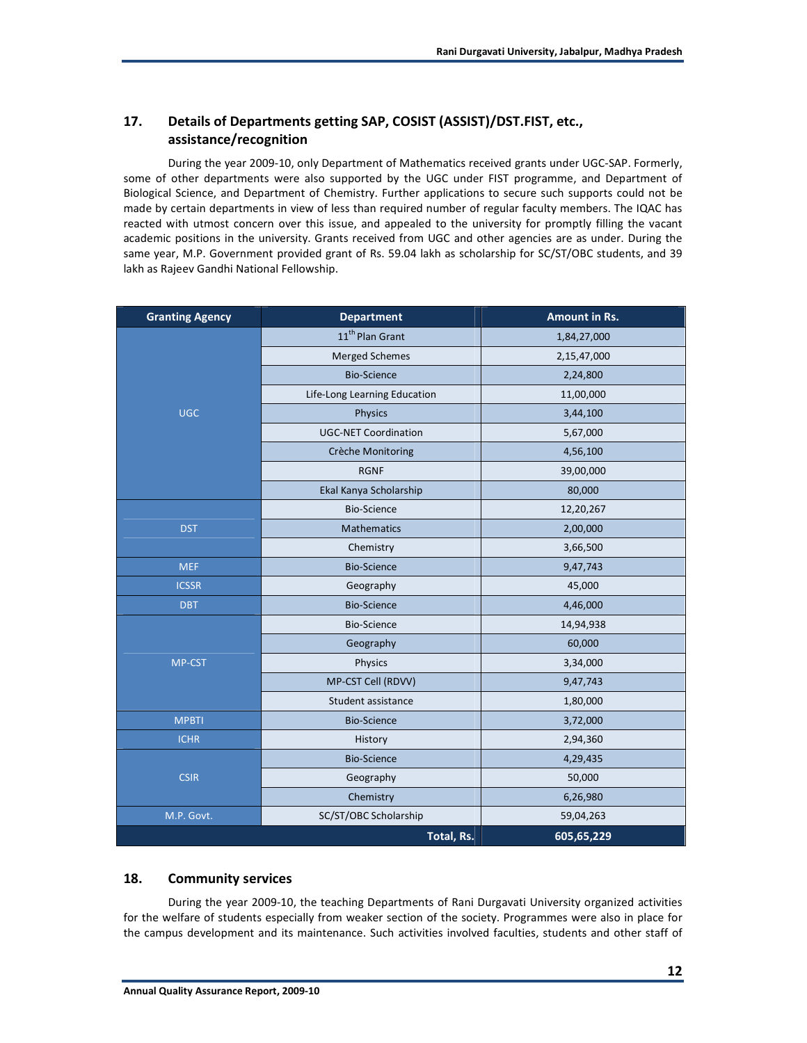## 17. Details of Departments getting SAP, COSIST (ASSIST)/DST.FIST, etc., assistance/recognition

During the year 2009-10, only Department of Mathematics received grants under UGC-SAP. Formerly, some of other departments were also supported by the UGC under FIST programme, and Department of Biological Science, and Department of Chemistry. Further applications to secure such supports could not be made by certain departments in view of less than required number of regular faculty members. The IQAC has reacted with utmost concern over this issue, and appealed to the university for promptly filling the vacant academic positions in the university. Grants received from UGC and other agencies are as under. During the same year, M.P. Government provided grant of Rs. 59.04 lakh as scholarship for SC/ST/OBC students, and 39 lakh as Rajeev Gandhi National Fellowship.

| Granting Agency | Department | Amount in Rs. |
|---|---|---|
| UGC | 11th Plan Grant | 1,84,27,000 |
| | Merged Schemes | 2,15,47,000 |
| | Bio-Science | 2,24,800 |
| | Life-Long Learning Education | 11,00,000 |
| | Physics | 3,44,100 |
| | UGC-NET Coordination | 5,67,000 |
| | Crèche Monitoring | 4,56,100 |
| | RGNF | 39,00,000 |
| | Ekal Kanya Scholarship | 80,000 |
| DST | Bio-Science | 12,20,267 |
| | Mathematics | 2,00,000 |
| | Chemistry | 3,66,500 |
| MEF | Bio-Science | 9,47,743 |
| ICSSR | Geography | 45,000 |
| DBT | Bio-Science | 4,46,000 |
| MP-CST | Bio-Science | 14,94,938 |
| | Geography | 60,000 |
| | Physics | 3,34,000 |
| | MP-CST Cell (RDVV) | 9,47,743 |
| | Student assistance | 1,80,000 |
| MPBTI | Bio-Science | 3,72,000 |
| ICHR | History | 2,94,360 |
| CSIR | Bio-Science | 4,29,435 |
| | Geography | 50,000 |
| | Chemistry | 6,26,980 |
| M.P. Govt. | SC/ST/OBC Scholarship | 59,04,263 |
| | **Total, Rs.** | **605,65,229** |

## 18. Community services

During the year 2009-10, the teaching Departments of Rani Durgavati University organized activities for the welfare of students especially from weaker section of the society. Programmes were also in place for the campus development and its maintenance. Such activities involved faculties, students and other staff of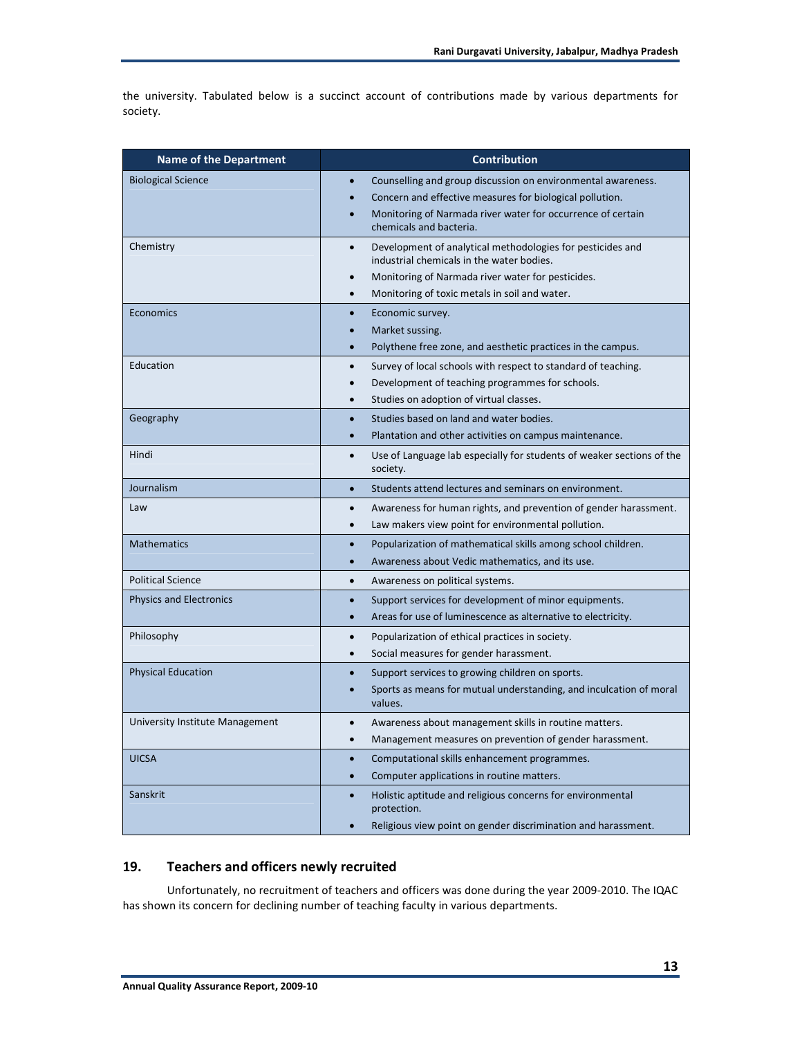the university. Tabulated below is a succinct account of contributions made by various departments for society.

| Name of the Department | Contribution |
|---|---|
| Biological Science | • Counselling and group discussion on environmental awareness.<br>• Concern and effective measures for biological pollution.<br>• Monitoring of Narmada river water for occurrence of certain chemicals and bacteria. |
| Chemistry | • Development of analytical methodologies for pesticides and industrial chemicals in the water bodies.<br>• Monitoring of Narmada river water for pesticides.<br>• Monitoring of toxic metals in soil and water. |
| Economics | • Economic survey.<br>• Market sussing.<br>• Polythene free zone, and aesthetic practices in the campus. |
| Education | • Survey of local schools with respect to standard of teaching.<br>• Development of teaching programmes for schools.<br>• Studies on adoption of virtual classes. |
| Geography | • Studies based on land and water bodies.<br>• Plantation and other activities on campus maintenance. |
| Hindi | • Use of Language lab especially for students of weaker sections of the society. |
| Journalism | • Students attend lectures and seminars on environment. |
| Law | • Awareness for human rights, and prevention of gender harassment.<br>• Law makers view point for environmental pollution. |
| Mathematics | • Popularization of mathematical skills among school children.<br>• Awareness about Vedic mathematics, and its use. |
| Political Science | • Awareness on political systems. |
| Physics and Electronics | • Support services for development of minor equipments.<br>• Areas for use of luminescence as alternative to electricity. |
| Philosophy | • Popularization of ethical practices in society.<br>• Social measures for gender harassment. |
| Physical Education | • Support services to growing children on sports.<br>• Sports as means for mutual understanding, and inculcation of moral values. |
| University Institute Management | • Awareness about management skills in routine matters.<br>• Management measures on prevention of gender harassment. |
| UICSA | • Computational skills enhancement programmes.<br>• Computer applications in routine matters. |
| Sanskrit | • Holistic aptitude and religious concerns for environmental protection.<br>• Religious view point on gender discrimination and harassment. |

## 19. Teachers and officers newly recruited

Unfortunately, no recruitment of teachers and officers was done during the year 2009-2010. The IQAC has shown its concern for declining number of teaching faculty in various departments.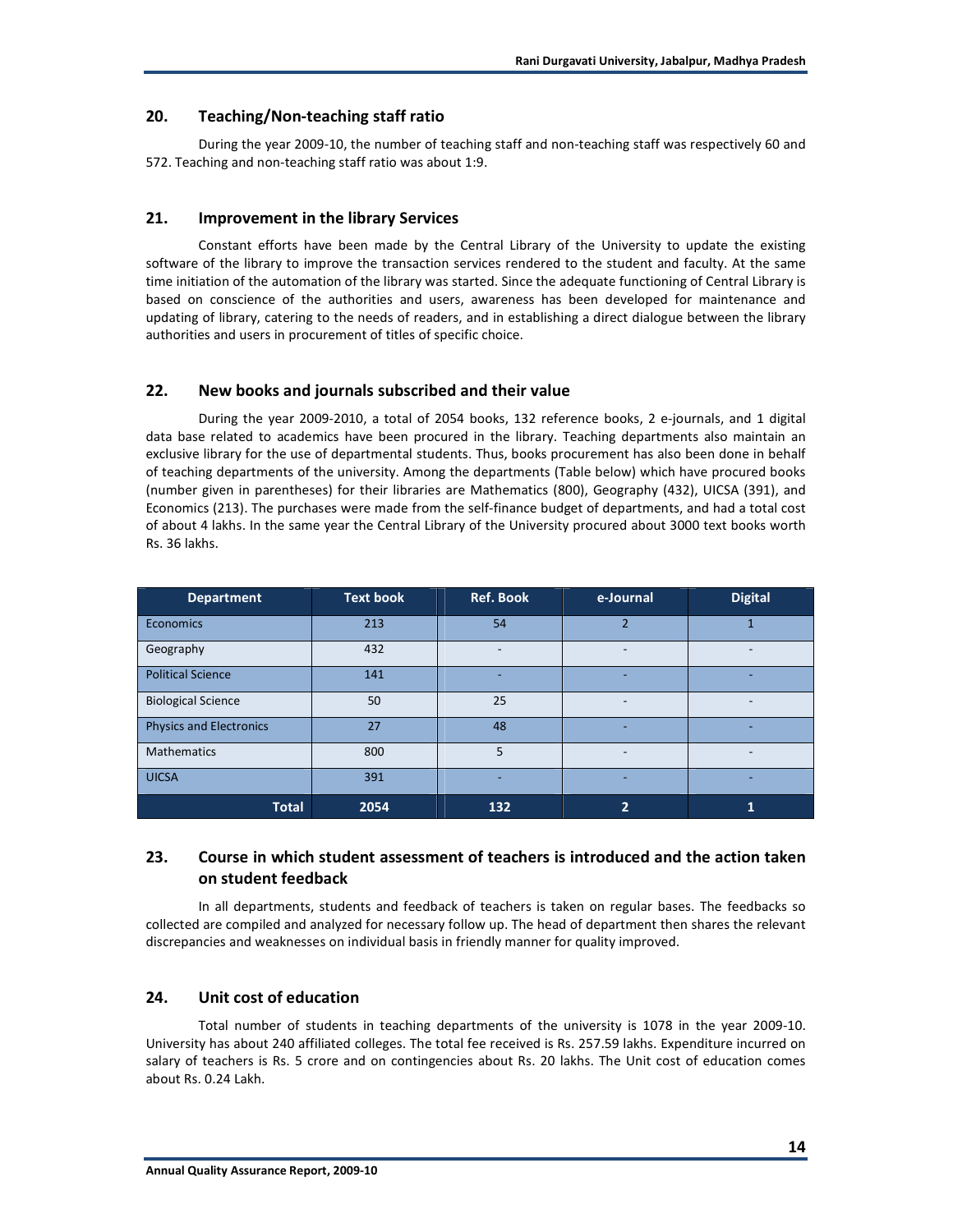## 20. Teaching/Non-teaching staff ratio

During the year 2009-10, the number of teaching staff and non-teaching staff was respectively 60 and 572. Teaching and non-teaching staff ratio was about 1:9.

## 21. Improvement in the library Services

Constant efforts have been made by the Central Library of the University to update the existing software of the library to improve the transaction services rendered to the student and faculty. At the same time initiation of the automation of the library was started. Since the adequate functioning of Central Library is based on conscience of the authorities and users, awareness has been developed for maintenance and updating of library, catering to the needs of readers, and in establishing a direct dialogue between the library authorities and users in procurement of titles of specific choice.

## 22. New books and journals subscribed and their value

During the year 2009-2010, a total of 2054 books, 132 reference books, 2 e-journals, and 1 digital data base related to academics have been procured in the library. Teaching departments also maintain an exclusive library for the use of departmental students. Thus, books procurement has also been done in behalf of teaching departments of the university. Among the departments (Table below) which have procured books (number given in parentheses) for their libraries are Mathematics (800), Geography (432), UICSA (391), and Economics (213). The purchases were made from the self-finance budget of departments, and had a total cost of about 4 lakhs. In the same year the Central Library of the University procured about 3000 text books worth Rs. 36 lakhs.

| Department | Text book | Ref. Book | e-Journal | Digital |
|---|---|---|---|---|
| Economics | 213 | 54 | 2 | 1 |
| Geography | 432 | - | - | - |
| Political Science | 141 | - | - | - |
| Biological Science | 50 | 25 | - | - |
| Physics and Electronics | 27 | 48 | - | - |
| Mathematics | 800 | 5 | - | - |
| UICSA | 391 | - | - | - |
| **Total** | **2054** | **132** | **2** | **1** |

## 23. Course in which student assessment of teachers is introduced and the action taken on student feedback

In all departments, students and feedback of teachers is taken on regular bases. The feedbacks so collected are compiled and analyzed for necessary follow up. The head of department then shares the relevant discrepancies and weaknesses on individual basis in friendly manner for quality improved.

## 24. Unit cost of education

Total number of students in teaching departments of the university is 1078 in the year 2009-10. University has about 240 affiliated colleges. The total fee received is Rs. 257.59 lakhs. Expenditure incurred on salary of teachers is Rs. 5 crore and on contingencies about Rs. 20 lakhs. The Unit cost of education comes about Rs. 0.24 Lakh.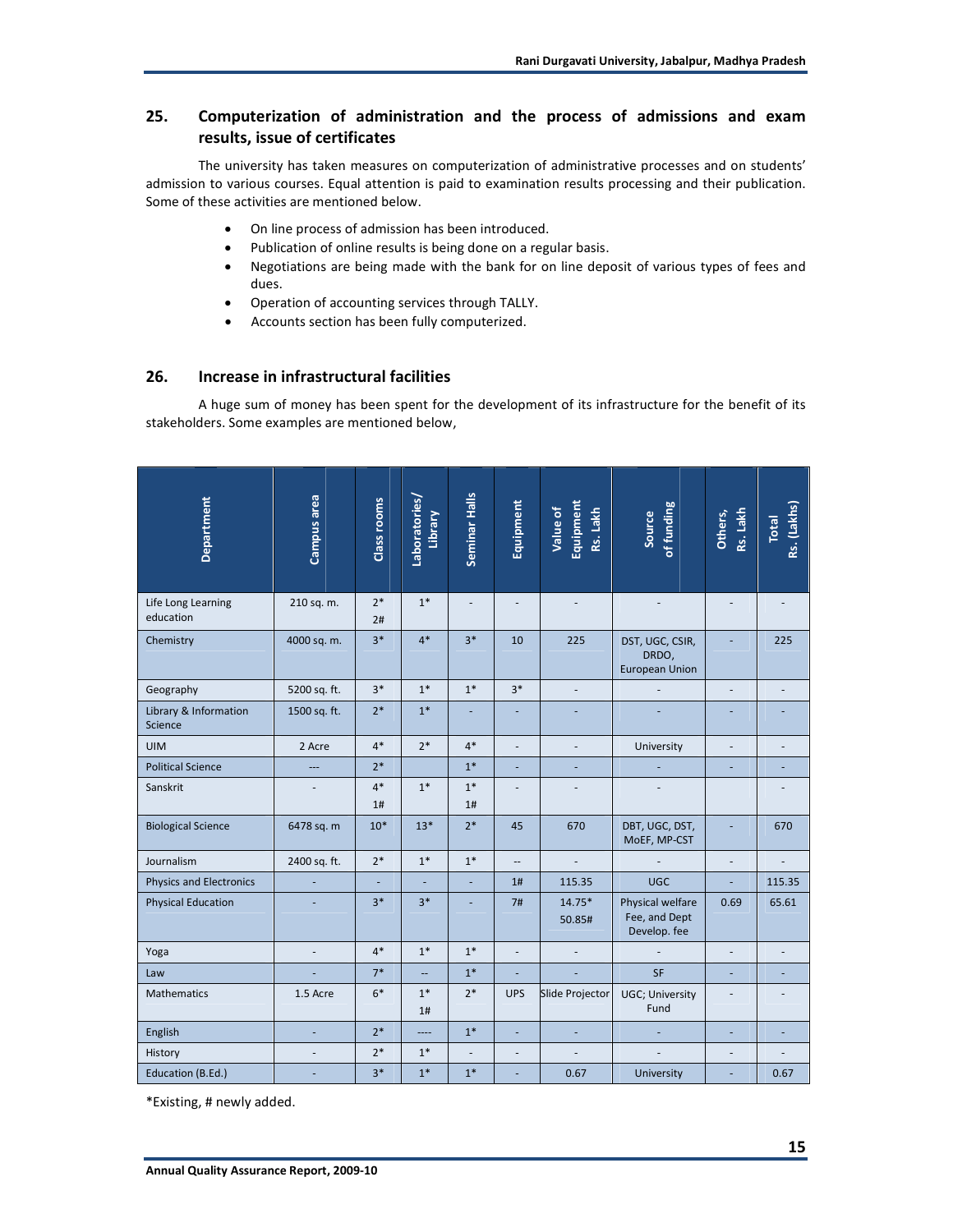## 25. Computerization of administration and the process of admissions and exam results, issue of certificates

The university has taken measures on computerization of administrative processes and on students' admission to various courses. Equal attention is paid to examination results processing and their publication. Some of these activities are mentioned below.

- On line process of admission has been introduced.
- Publication of online results is being done on a regular basis.
- Negotiations are being made with the bank for on line deposit of various types of fees and dues.
- Operation of accounting services through TALLY.
- Accounts section has been fully computerized.

## 26. Increase in infrastructural facilities

A huge sum of money has been spent for the development of its infrastructure for the benefit of its stakeholders. Some examples are mentioned below,

| Department | Campus area | Class rooms | Laboratories/ Library | Seminar Halls | Equipment | Value of Equipment Rs. Lakh | Source of funding | Others, Rs. Lakh | Total Rs. (Lakhs) |
|---|---|---|---|---|---|---|---|---|---|
| Life Long Learning education | 210 sq. m. | 2* 2# | 1* | - | - | - | - | - | - |
| Chemistry | 4000 sq. m. | 3* | 4* | 3* | 10 | 225 | DST, UGC, CSIR, DRDO, European Union | - | 225 |
| Geography | 5200 sq. ft. | 3* | 1* | 1* | 3* | - | | - | - |
| Library & Information Science | 1500 sq. ft. | 2* | 1* | - | - | - | - | - | - |
| UIM | 2 Acre | 4* | 2* | 4* | - | - | University | - | - |
| Political Science | --- | 2* | | 1* | - | - | - | - | - |
| Sanskrit | - | 4* 1# | 1* | 1* 1# | - | - | - | | - |
| Biological Science | 6478 sq. m | 10* | 13* | 2* | 45 | 670 | DBT, UGC, DST, MoEF, MP-CST | - | 670 |
| Journalism | 2400 sq. ft. | 2* | 1* | 1* | -- | - | - | - | - |
| Physics and Electronics | - | - | - | - | 1# | 115.35 | UGC | - | 115.35 |
| Physical Education | - | 3* | 3* | - | 7# | 14.75* 50.85# | Physical welfare Fee, and Dept Develop. fee | 0.69 | 65.61 |
| Yoga | - | 4* | 1* | 1* | - | - | - | - | - |
| Law | - | 7* | -- | 1* | - | - | SF | - | - |
| Mathematics | 1.5 Acre | 6* | 1* 1# | 2* | UPS | Slide Projector | UGC; University Fund | - | - |
| English | - | 2* | ---- | 1* | - | - | - | - | - |
| History | - | 2* | 1* | - | - | - | - | - | - |
| Education (B.Ed.) | - | 3* | 1* | 1* | - | 0.67 | University | - | 0.67 |

*Existing, # newly added.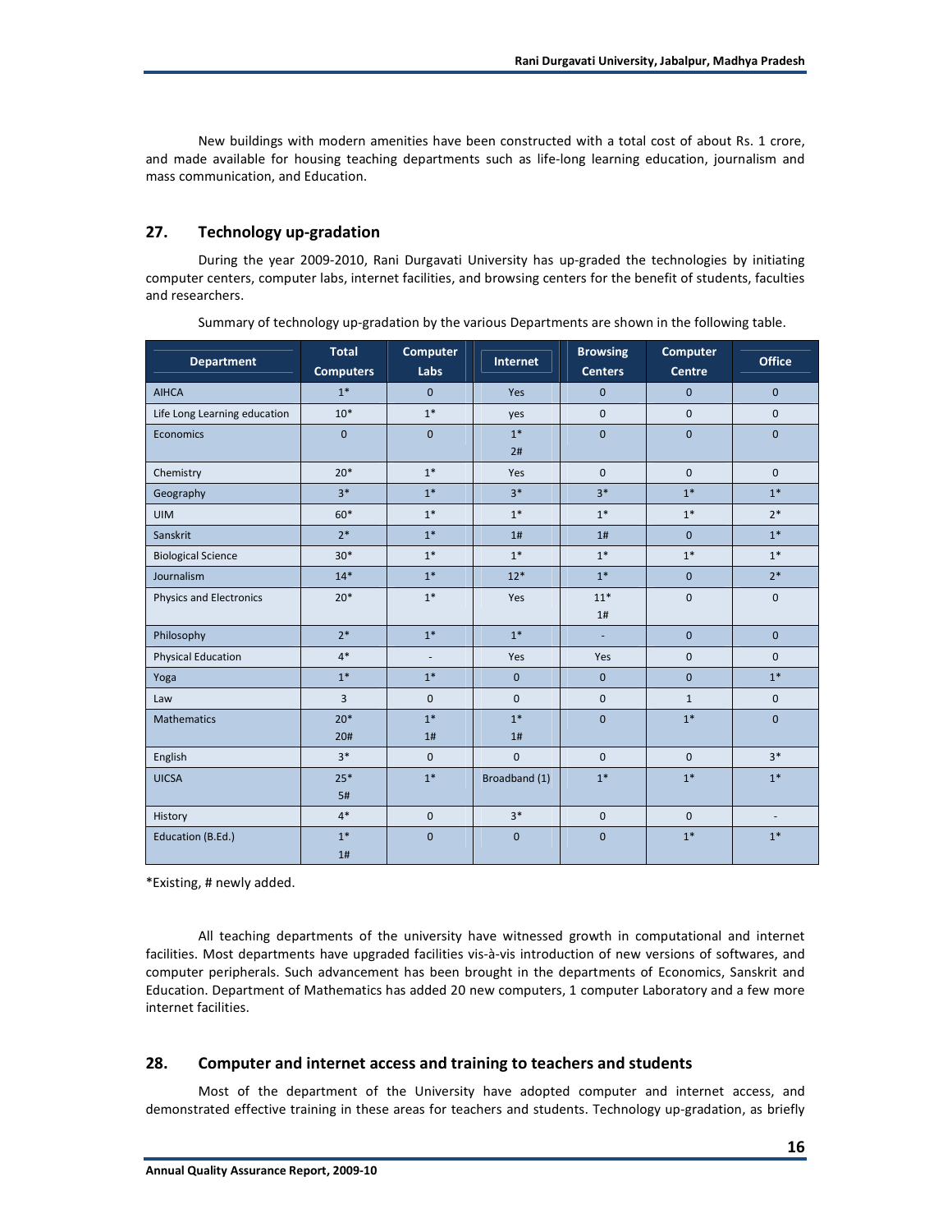New buildings with modern amenities have been constructed with a total cost of about Rs. 1 crore, and made available for housing teaching departments such as life-long learning education, journalism and mass communication, and Education.

## 27. Technology up-gradation

During the year 2009-2010, Rani Durgavati University has up-graded the technologies by initiating computer centers, computer labs, internet facilities, and browsing centers for the benefit of students, faculties and researchers.

Summary of technology up-gradation by the various Departments are shown in the following table.

| Department | Total Computers | Computer Labs | Internet | Browsing Centers | Computer Centre | Office |
|---|---|---|---|---|---|---|
| AIHCA | 1* | 0 | Yes | 0 | 0 | 0 |
| Life Long Learning education | 10* | 1* | yes | 0 | 0 | 0 |
| Economics | 0 | 0 | 1*<br>2# | 0 | 0 | 0 |
| Chemistry | 20* | 1* | Yes | 0 | 0 | 0 |
| Geography | 3* | 1* | 3* | 3* | 1* | 1* |
| UIM | 60* | 1* | 1* | 1* | 1* | 2* |
| Sanskrit | 2* | 1* | 1# | 1# | 0 | 1* |
| Biological Science | 30* | 1* | 1* | 1* | 1* | 1* |
| Journalism | 14* | 1* | 12* | 1* | 0 | 2* |
| Physics and Electronics | 20* | 1* | Yes | 11*<br>1# | 0 | 0 |
| Philosophy | 2* | 1* | 1* | - | 0 | 0 |
| Physical Education | 4* | - | Yes | Yes | 0 | 0 |
| Yoga | 1* | 1* | 0 | 0 | 0 | 1* |
| Law | 3 | 0 | 0 | 0 | 1 | 0 |
| Mathematics | 20*<br>20# | 1*<br>1# | 1*<br>1# | 0 | 1* | 0 |
| English | 3* | 0 | 0 | 0 | 0 | 3* |
| UICSA | 25*<br>5# | 1* | Broadband (1) | 1* | 1* | 1* |
| History | 4* | 0 | 3* | 0 | 0 | - |
| Education (B.Ed.) | 1*<br>1# | 0 | 0 | 0 | 1* | 1* |

*Existing, # newly added.

All teaching departments of the university have witnessed growth in computational and internet facilities. Most departments have upgraded facilities vis-à-vis introduction of new versions of softwares, and computer peripherals. Such advancement has been brought in the departments of Economics, Sanskrit and Education. Department of Mathematics has added 20 new computers, 1 computer Laboratory and a few more internet facilities.

## 28. Computer and internet access and training to teachers and students

Most of the department of the University have adopted computer and internet access, and demonstrated effective training in these areas for teachers and students. Technology up-gradation, as briefly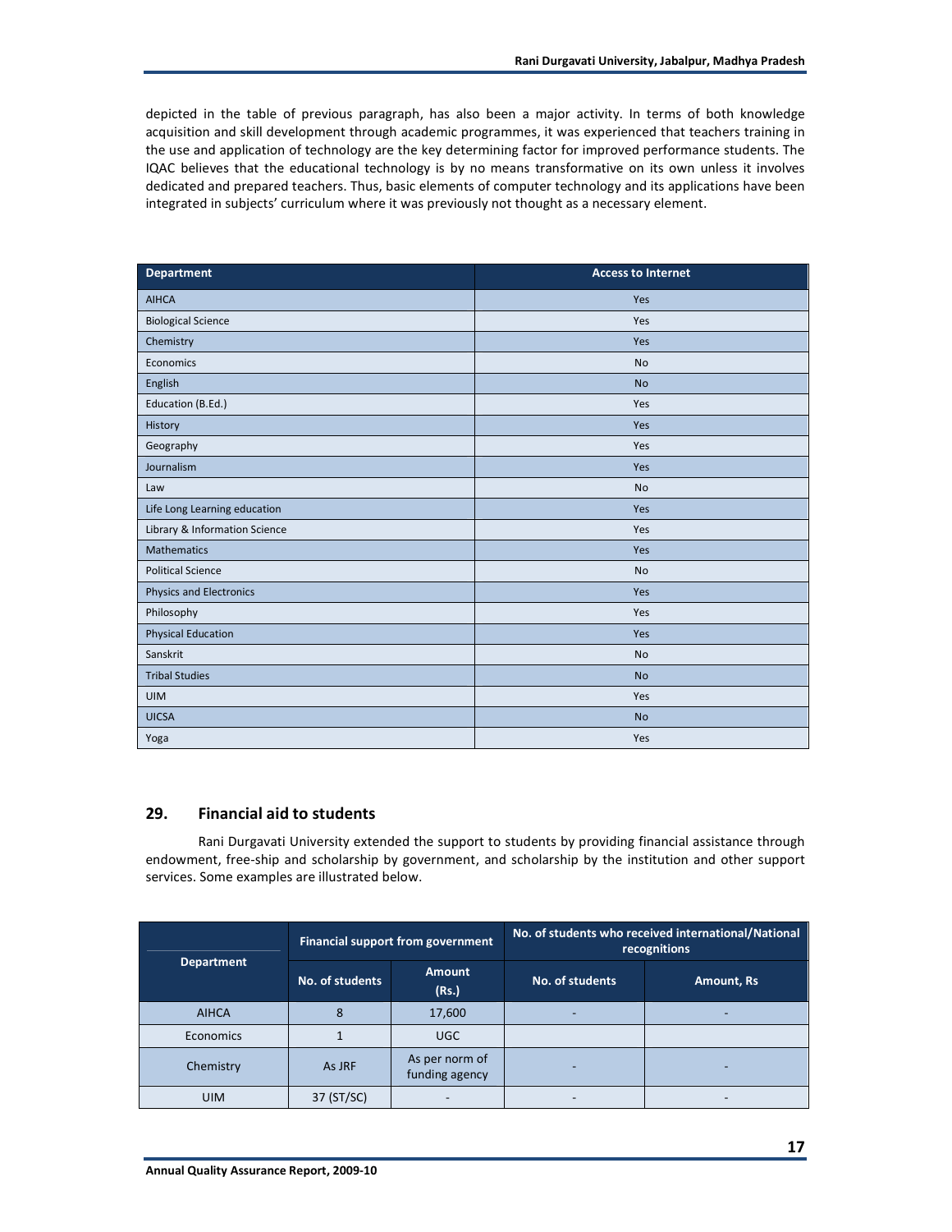depicted in the table of previous paragraph, has also been a major activity. In terms of both knowledge acquisition and skill development through academic programmes, it was experienced that teachers training in the use and application of technology are the key determining factor for improved performance students. The IQAC believes that the educational technology is by no means transformative on its own unless it involves dedicated and prepared teachers. Thus, basic elements of computer technology and its applications have been integrated in subjects' curriculum where it was previously not thought as a necessary element.

| Department | Access to Internet |
|---|---|
| AIHCA | Yes |
| Biological Science | Yes |
| Chemistry | Yes |
| Economics | No |
| English | No |
| Education (B.Ed.) | Yes |
| History | Yes |
| Geography | Yes |
| Journalism | Yes |
| Law | No |
| Life Long Learning education | Yes |
| Library & Information Science | Yes |
| Mathematics | Yes |
| Political Science | No |
| Physics and Electronics | Yes |
| Philosophy | Yes |
| Physical Education | Yes |
| Sanskrit | No |
| Tribal Studies | No |
| UIM | Yes |
| UICSA | No |
| Yoga | Yes |

## 29. Financial aid to students

Rani Durgavati University extended the support to students by providing financial assistance through endowment, free-ship and scholarship by government, and scholarship by the institution and other support services. Some examples are illustrated below.

| Department | Financial support from government | | No. of students who received international/National recognitions | |
|---|---|---|---|---|
| | No. of students | Amount (Rs.) | No. of students | Amount, Rs |
| AIHCA | 8 | 17,600 | - | - |
| Economics | 1 | UGC | | |
| Chemistry | As JRF | As per norm of funding agency | - | - |
| UIM | 37 (ST/SC) | - | - | - |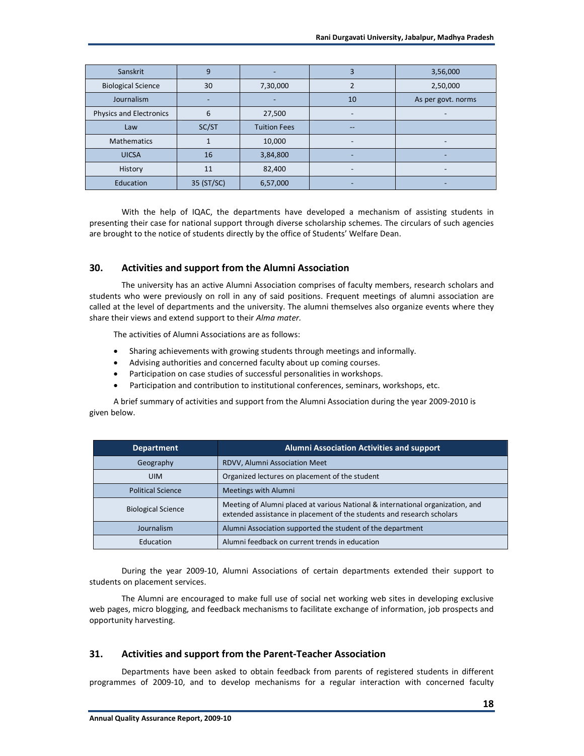| Sanskrit | 9 | - | 3 | 3,56,000 |
|---|---|---|---|---|
| Biological Science | 30 | 7,30,000 | 2 | 2,50,000 |
| Journalism | - | - | 10 | As per govt. norms |
| Physics and Electronics | 6 | 27,500 | - | - |
| Law | SC/ST | Tuition Fees | -- | |
| Mathematics | 1 | 10,000 | - | - |
| UICSA | 16 | 3,84,800 | - | - |
| History | 11 | 82,400 | - | - |
| Education | 35 (ST/SC) | 6,57,000 | - | - |

With the help of IQAC, the departments have developed a mechanism of assisting students in presenting their case for national support through diverse scholarship schemes. The circulars of such agencies are brought to the notice of students directly by the office of Students' Welfare Dean.

## 30. Activities and support from the Alumni Association

The university has an active Alumni Association comprises of faculty members, research scholars and students who were previously on roll in any of said positions. Frequent meetings of alumni association are called at the level of departments and the university. The alumni themselves also organize events where they share their views and extend support to their *Alma mater.*

The activities of Alumni Associations are as follows:

- Sharing achievements with growing students through meetings and informally.
- Advising authorities and concerned faculty about up coming courses.
- Participation on case studies of successful personalities in workshops.
- Participation and contribution to institutional conferences, seminars, workshops, etc.

A brief summary of activities and support from the Alumni Association during the year 2009-2010 is given below.

| Department | Alumni Association Activities and support |
|---|---|
| Geography | RDVV, Alumni Association Meet |
| UIM | Organized lectures on placement of the student |
| Political Science | Meetings with Alumni |
| Biological Science | Meeting of Alumni placed at various National & international organization, and extended assistance in placement of the students and research scholars |
| Journalism | Alumni Association supported the student of the department |
| Education | Alumni feedback on current trends in education |

During the year 2009-10, Alumni Associations of certain departments extended their support to students on placement services.

The Alumni are encouraged to make full use of social net working web sites in developing exclusive web pages, micro blogging, and feedback mechanisms to facilitate exchange of information, job prospects and opportunity harvesting.

## 31. Activities and support from the Parent-Teacher Association

Departments have been asked to obtain feedback from parents of registered students in different programmes of 2009-10, and to develop mechanisms for a regular interaction with concerned faculty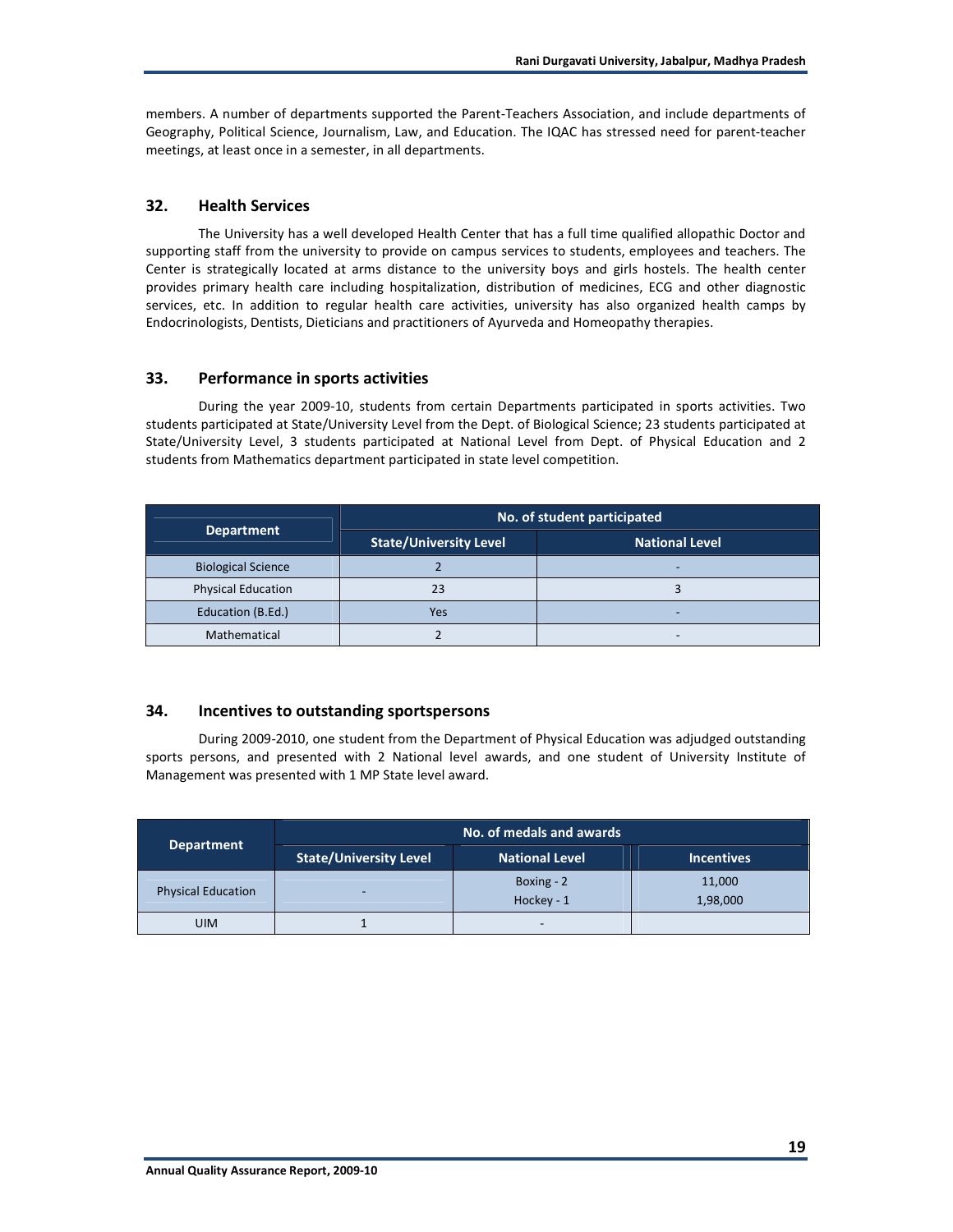members. A number of departments supported the Parent-Teachers Association, and include departments of Geography, Political Science, Journalism, Law, and Education. The IQAC has stressed need for parent-teacher meetings, at least once in a semester, in all departments.

## 32. Health Services

The University has a well developed Health Center that has a full time qualified allopathic Doctor and supporting staff from the university to provide on campus services to students, employees and teachers. The Center is strategically located at arms distance to the university boys and girls hostels. The health center provides primary health care including hospitalization, distribution of medicines, ECG and other diagnostic services, etc. In addition to regular health care activities, university has also organized health camps by Endocrinologists, Dentists, Dieticians and practitioners of Ayurveda and Homeopathy therapies.

## 33. Performance in sports activities

During the year 2009-10, students from certain Departments participated in sports activities. Two students participated at State/University Level from the Dept. of Biological Science; 23 students participated at State/University Level, 3 students participated at National Level from Dept. of Physical Education and 2 students from Mathematics department participated in state level competition.

| Department | No. of student participated | |
|---|---|---|
| | State/University Level | National Level |
| Biological Science | 2 | - |
| Physical Education | 23 | 3 |
| Education (B.Ed.) | Yes | - |
| Mathematical | 2 | - |

## 34. Incentives to outstanding sportspersons

During 2009-2010, one student from the Department of Physical Education was adjudged outstanding sports persons, and presented with 2 National level awards, and one student of University Institute of Management was presented with 1 MP State level award.

| Department | No. of medals and awards | | |
|---|---|---|---|
| | State/University Level | National Level | Incentives |
| Physical Education | - | Boxing - 2<br>Hockey - 1 | 11,000<br>1,98,000 |
| UIM | 1 | - | |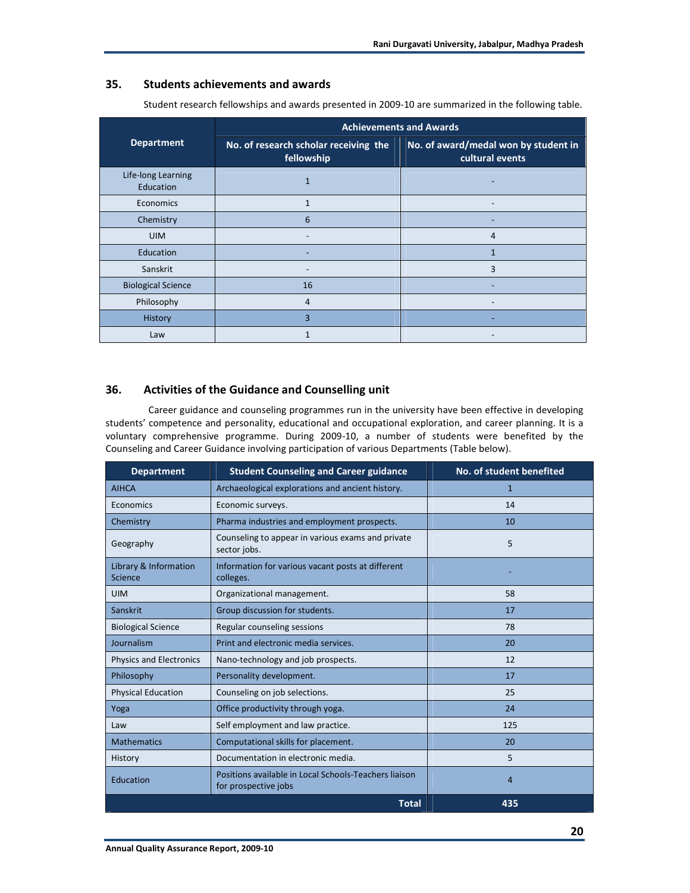## 35. Students achievements and awards

Student research fellowships and awards presented in 2009-10 are summarized in the following table.

| Department | Achievements and Awards | |
|---|---|---|
| | No. of research scholar receiving the fellowship | No. of award/medal won by student in cultural events |
| Life-long Learning Education | 1 | - |
| Economics | 1 | - |
| Chemistry | 6 | - |
| UIM | - | 4 |
| Education | - | 1 |
| Sanskrit | - | 3 |
| Biological Science | 16 | - |
| Philosophy | 4 | - |
| History | 3 | - |
| Law | 1 | - |

## 36. Activities of the Guidance and Counselling unit

Career guidance and counseling programmes run in the university have been effective in developing students' competence and personality, educational and occupational exploration, and career planning. It is a voluntary comprehensive programme. During 2009-10, a number of students were benefited by the Counseling and Career Guidance involving participation of various Departments (Table below).

| Department | Student Counseling and Career guidance | No. of student benefited |
|---|---|---|
| AIHCA | Archaeological explorations and ancient history. | 1 |
| Economics | Economic surveys. | 14 |
| Chemistry | Pharma industries and employment prospects. | 10 |
| Geography | Counseling to appear in various exams and private sector jobs. | 5 |
| Library & Information Science | Information for various vacant posts at different colleges. | - |
| UIM | Organizational management. | 58 |
| Sanskrit | Group discussion for students. | 17 |
| Biological Science | Regular counseling sessions | 78 |
| Journalism | Print and electronic media services. | 20 |
| Physics and Electronics | Nano-technology and job prospects. | 12 |
| Philosophy | Personality development. | 17 |
| Physical Education | Counseling on job selections. | 25 |
| Yoga | Office productivity through yoga. | 24 |
| Law | Self employment and law practice. | 125 |
| Mathematics | Computational skills for placement. | 20 |
| History | Documentation in electronic media. | 5 |
| Education | Positions available in Local Schools-Teachers liaison for prospective jobs | 4 |
| | **Total** | **435** |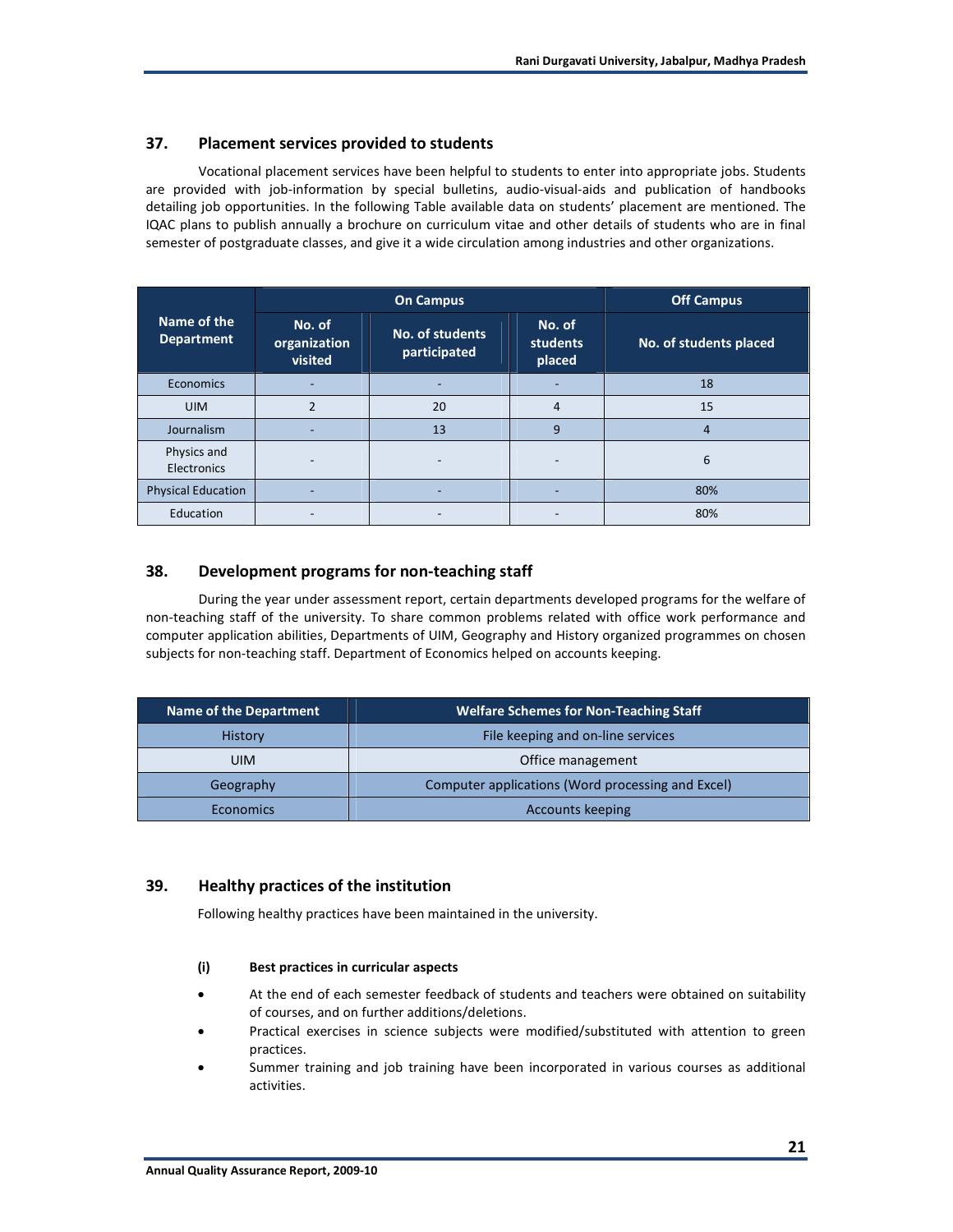## 37. Placement services provided to students

Vocational placement services have been helpful to students to enter into appropriate jobs. Students are provided with job-information by special bulletins, audio-visual-aids and publication of handbooks detailing job opportunities. In the following Table available data on students' placement are mentioned. The IQAC plans to publish annually a brochure on curriculum vitae and other details of students who are in final semester of postgraduate classes, and give it a wide circulation among industries and other organizations.

| Name of the Department | On Campus | | | Off Campus |
|---|---|---|---|---|
| | No. of organization visited | No. of students participated | No. of students placed | No. of students placed |
| Economics | - | - | - | 18 |
| UIM | 2 | 20 | 4 | 15 |
| Journalism | - | 13 | 9 | 4 |
| Physics and Electronics | - | - | - | 6 |
| Physical Education | - | - | - | 80% |
| Education | - | - | - | 80% |

## 38. Development programs for non-teaching staff

During the year under assessment report, certain departments developed programs for the welfare of non-teaching staff of the university. To share common problems related with office work performance and computer application abilities, Departments of UIM, Geography and History organized programmes on chosen subjects for non-teaching staff. Department of Economics helped on accounts keeping.

| Name of the Department | Welfare Schemes for Non-Teaching Staff |
|---|---|
| History | File keeping and on-line services |
| UIM | Office management |
| Geography | Computer applications (Word processing and Excel) |
| Economics | Accounts keeping |

## 39. Healthy practices of the institution

Following healthy practices have been maintained in the university.

**(i) Best practices in curricular aspects**

- At the end of each semester feedback of students and teachers were obtained on suitability of courses, and on further additions/deletions.
- Practical exercises in science subjects were modified/substituted with attention to green practices.
- Summer training and job training have been incorporated in various courses as additional activities.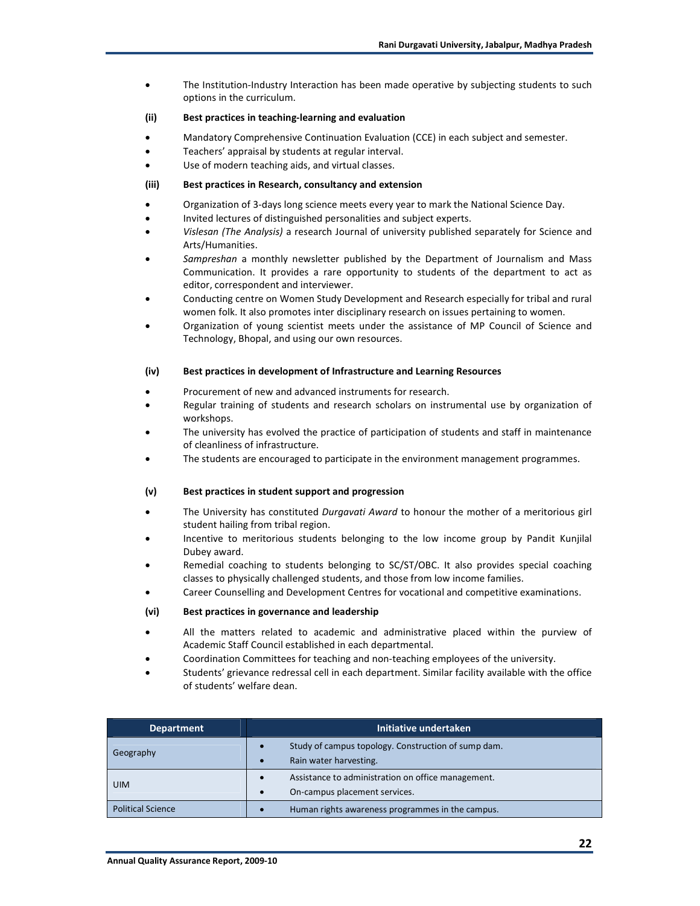- The Institution-Industry Interaction has been made operative by subjecting students to such options in the curriculum.

**(ii) Best practices in teaching-learning and evaluation**

- Mandatory Comprehensive Continuation Evaluation (CCE) in each subject and semester.
- Teachers' appraisal by students at regular interval.
- Use of modern teaching aids, and virtual classes.

**(iii) Best practices in Research, consultancy and extension**

- Organization of 3-days long science meets every year to mark the National Science Day.
- Invited lectures of distinguished personalities and subject experts.
- *Vislesan (The Analysis)* a research Journal of university published separately for Science and Arts/Humanities.
- *Sampreshan* a monthly newsletter published by the Department of Journalism and Mass Communication. It provides a rare opportunity to students of the department to act as editor, correspondent and interviewer.
- Conducting centre on Women Study Development and Research especially for tribal and rural women folk. It also promotes inter disciplinary research on issues pertaining to women.
- Organization of young scientist meets under the assistance of MP Council of Science and Technology, Bhopal, and using our own resources.

**(iv) Best practices in development of Infrastructure and Learning Resources**

- Procurement of new and advanced instruments for research.
- Regular training of students and research scholars on instrumental use by organization of workshops.
- The university has evolved the practice of participation of students and staff in maintenance of cleanliness of infrastructure.
- The students are encouraged to participate in the environment management programmes.

**(v) Best practices in student support and progression**

- The University has constituted *Durgavati Award* to honour the mother of a meritorious girl student hailing from tribal region.
- Incentive to meritorious students belonging to the low income group by Pandit Kunjilal Dubey award.
- Remedial coaching to students belonging to SC/ST/OBC. It also provides special coaching classes to physically challenged students, and those from low income families.
- Career Counselling and Development Centres for vocational and competitive examinations.

**(vi) Best practices in governance and leadership**

- All the matters related to academic and administrative placed within the purview of Academic Staff Council established in each departmental.
- Coordination Committees for teaching and non-teaching employees of the university.
- Students' grievance redressal cell in each department. Similar facility available with the office of students' welfare dean.

| Department | Initiative undertaken |
|---|---|
| Geography | • Study of campus topology. Construction of sump dam.<br>• Rain water harvesting. |
| UIM | • Assistance to administration on office management.<br>• On-campus placement services. |
| Political Science | • Human rights awareness programmes in the campus. |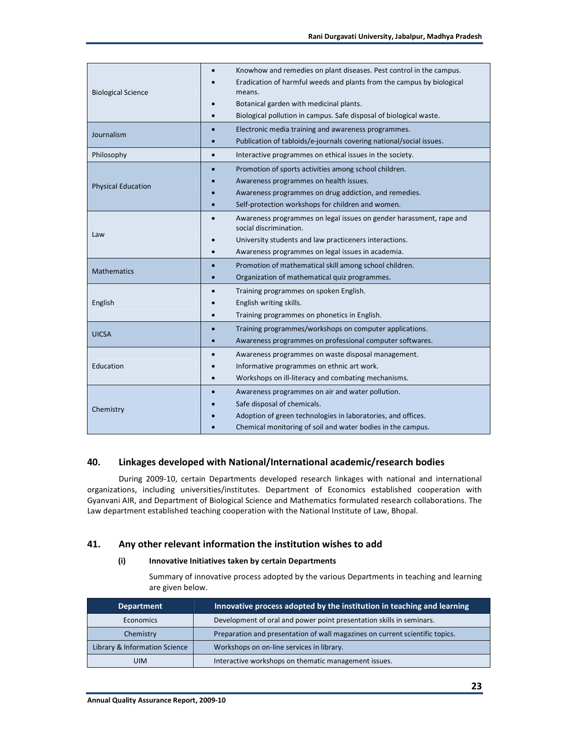| | |
|---|---|
| Biological Science | • Knowhow and remedies on plant diseases. Pest control in the campus.<br>• Eradication of harmful weeds and plants from the campus by biological means.<br>• Botanical garden with medicinal plants.<br>• Biological pollution in campus. Safe disposal of biological waste. |
| Journalism | • Electronic media training and awareness programmes.<br>• Publication of tabloids/e-journals covering national/social issues. |
| Philosophy | • Interactive programmes on ethical issues in the society. |
| Physical Education | • Promotion of sports activities among school children.<br>• Awareness programmes on health issues.<br>• Awareness programmes on drug addiction, and remedies.<br>• Self-protection workshops for children and women. |
| Law | • Awareness programmes on legal issues on gender harassment, rape and social discrimination.<br>• University students and law practiceners interactions.<br>• Awareness programmes on legal issues in academia. |
| Mathematics | • Promotion of mathematical skill among school children.<br>• Organization of mathematical quiz programmes. |
| English | • Training programmes on spoken English.<br>• English writing skills.<br>• Training programmes on phonetics in English. |
| UICSA | • Training programmes/workshops on computer applications.<br>• Awareness programmes on professional computer softwares. |
| Education | • Awareness programmes on waste disposal management.<br>• Informative programmes on ethnic art work.<br>• Workshops on ill-literacy and combating mechanisms. |
| Chemistry | • Awareness programmes on air and water pollution.<br>• Safe disposal of chemicals.<br>• Adoption of green technologies in laboratories, and offices.<br>• Chemical monitoring of soil and water bodies in the campus. |

## 40. Linkages developed with National/International academic/research bodies

During 2009-10, certain Departments developed research linkages with national and international organizations, including universities/institutes. Department of Economics established cooperation with Gyanvani AIR, and Department of Biological Science and Mathematics formulated research collaborations. The Law department established teaching cooperation with the National Institute of Law, Bhopal.

## 41. Any other relevant information the institution wishes to add

### (i) Innovative Initiatives taken by certain Departments

Summary of innovative process adopted by the various Departments in teaching and learning are given below.

| Department | Innovative process adopted by the institution in teaching and learning |
|---|---|
| Economics | Development of oral and power point presentation skills in seminars. |
| Chemistry | Preparation and presentation of wall magazines on current scientific topics. |
| Library & Information Science | Workshops on on-line services in library. |
| UIM | Interactive workshops on thematic management issues. |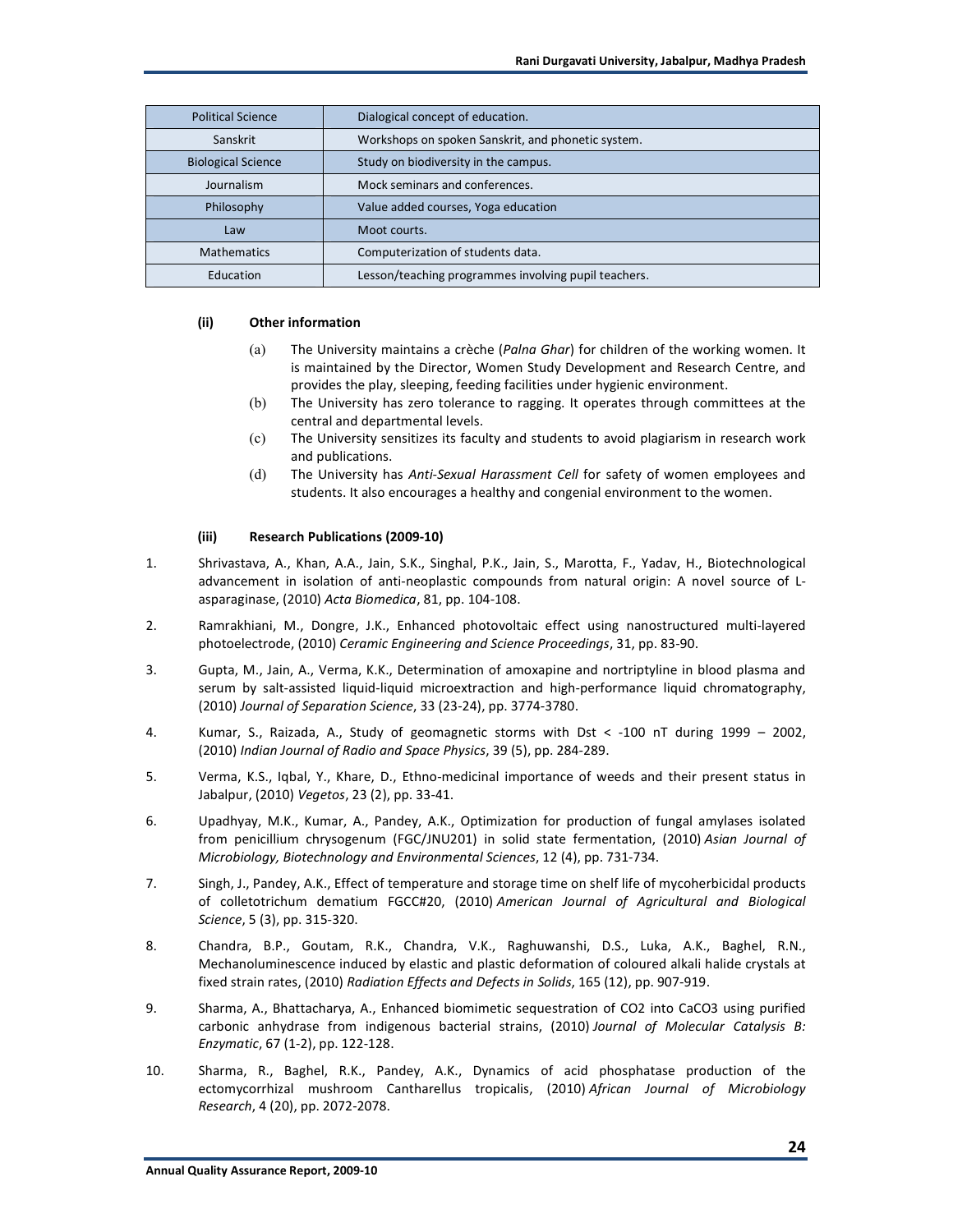| Political Science | Dialogical concept of education. |
|---|---|
| Sanskrit | Workshops on spoken Sanskrit, and phonetic system. |
| Biological Science | Study on biodiversity in the campus. |
| Journalism | Mock seminars and conferences. |
| Philosophy | Value added courses, Yoga education |
| Law | Moot courts. |
| Mathematics | Computerization of students data. |
| Education | Lesson/teaching programmes involving pupil teachers. |

**(ii) Other information**

(a) The University maintains a crèche (*Palna Ghar*) for children of the working women. It is maintained by the Director, Women Study Development and Research Centre, and provides the play, sleeping, feeding facilities under hygienic environment.

(b) The University has zero tolerance to ragging. It operates through committees at the central and departmental levels.

(c) The University sensitizes its faculty and students to avoid plagiarism in research work and publications.

(d) The University has *Anti-Sexual Harassment Cell* for safety of women employees and students. It also encourages a healthy and congenial environment to the women.

**(iii) Research Publications (2009-10)**

1. Shrivastava, A., Khan, A.A., Jain, S.K., Singhal, P.K., Jain, S., Marotta, F., Yadav, H., Biotechnological advancement in isolation of anti-neoplastic compounds from natural origin: A novel source of L-asparaginase, (2010) *Acta Biomedica*, 81, pp. 104-108.

2. Ramrakhiani, M., Dongre, J.K., Enhanced photovoltaic effect using nanostructured multi-layered photoelectrode, (2010) *Ceramic Engineering and Science Proceedings*, 31, pp. 83-90.

3. Gupta, M., Jain, A., Verma, K.K., Determination of amoxapine and nortriptyline in blood plasma and serum by salt-assisted liquid-liquid microextraction and high-performance liquid chromatography, (2010) *Journal of Separation Science*, 33 (23-24), pp. 3774-3780.

4. Kumar, S., Raizada, A., Study of geomagnetic storms with Dst < -100 nT during 1999 – 2002, (2010) *Indian Journal of Radio and Space Physics*, 39 (5), pp. 284-289.

5. Verma, K.S., Iqbal, Y., Khare, D., Ethno-medicinal importance of weeds and their present status in Jabalpur, (2010) *Vegetos*, 23 (2), pp. 33-41.

6. Upadhyay, M.K., Kumar, A., Pandey, A.K., Optimization for production of fungal amylases isolated from penicillium chrysogenum (FGC/JNU201) in solid state fermentation, (2010) *Asian Journal of Microbiology, Biotechnology and Environmental Sciences*, 12 (4), pp. 731-734.

7. Singh, J., Pandey, A.K., Effect of temperature and storage time on shelf life of mycoherbicidal products of colletotrichum dematium FGCC#20, (2010) *American Journal of Agricultural and Biological Science*, 5 (3), pp. 315-320.

8. Chandra, B.P., Goutam, R.K., Chandra, V.K., Raghuwanshi, D.S., Luka, A.K., Baghel, R.N., Mechanoluminescence induced by elastic and plastic deformation of coloured alkali halide crystals at fixed strain rates, (2010) *Radiation Effects and Defects in Solids*, 165 (12), pp. 907-919.

9. Sharma, A., Bhattacharya, A., Enhanced biomimetic sequestration of CO2 into CaCO3 using purified carbonic anhydrase from indigenous bacterial strains, (2010) *Journal of Molecular Catalysis B: Enzymatic*, 67 (1-2), pp. 122-128.

10. Sharma, R., Baghel, R.K., Pandey, A.K., Dynamics of acid phosphatase production of the ectomycorrhizal mushroom Cantharellus tropicalis, (2010) *African Journal of Microbiology Research*, 4 (20), pp. 2072-2078.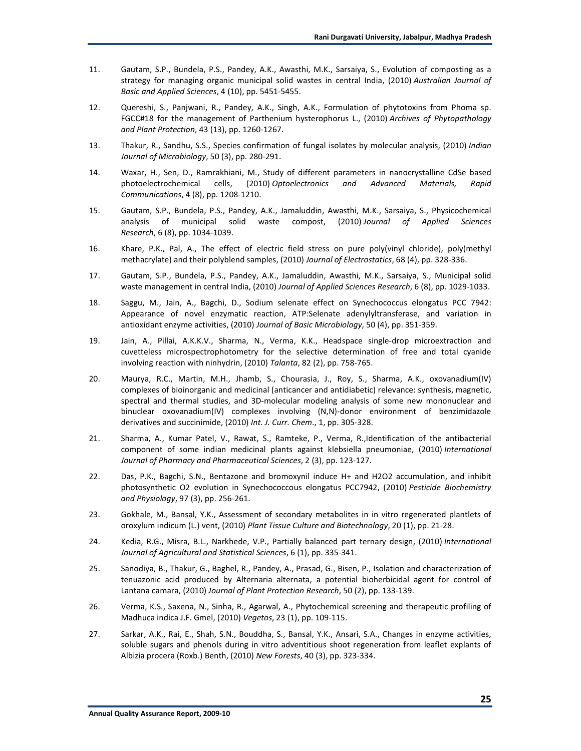11. Gautam, S.P., Bundela, P.S., Pandey, A.K., Awasthi, M.K., Sarsaiya, S., Evolution of composting as a strategy for managing organic municipal solid wastes in central India, (2010) *Australian Journal of Basic and Applied Sciences*, 4 (10), pp. 5451-5455.

12. Quereshi, S., Panjwani, R., Pandey, A.K., Singh, A.K., Formulation of phytotoxins from Phoma sp. FGCC#18 for the management of Parthenium hysterophorus L., (2010) *Archives of Phytopathology and Plant Protection*, 43 (13), pp. 1260-1267.

13. Thakur, R., Sandhu, S.S., Species confirmation of fungal isolates by molecular analysis, (2010) *Indian Journal of Microbiology*, 50 (3), pp. 280-291.

14. Waxar, H., Sen, D., Ramrakhiani, M., Study of different parameters in nanocrystalline CdSe based photoelectrochemical cells, (2010) *Optoelectronics and Advanced Materials, Rapid Communications*, 4 (8), pp. 1208-1210.

15. Gautam, S.P., Bundela, P.S., Pandey, A.K., Jamaluddin, Awasthi, M.K., Sarsaiya, S., Physicochemical analysis of municipal solid waste compost, (2010) *Journal of Applied Sciences Research*, 6 (8), pp. 1034-1039.

16. Khare, P.K., Pal, A., The effect of electric field stress on pure poly(vinyl chloride), poly(methyl methacrylate) and their polyblend samples, (2010) *Journal of Electrostatics*, 68 (4), pp. 328-336.

17. Gautam, S.P., Bundela, P.S., Pandey, A.K., Jamaluddin, Awasthi, M.K., Sarsaiya, S., Municipal solid waste management in central India, (2010) *Journal of Applied Sciences Research*, 6 (8), pp. 1029-1033.

18. Saggu, M., Jain, A., Bagchi, D., Sodium selenate effect on Synechococcus elongatus PCC 7942: Appearance of novel enzymatic reaction, ATP:Selenate adenylyltransferase, and variation in antioxidant enzyme activities, (2010) *Journal of Basic Microbiology*, 50 (4), pp. 351-359.

19. Jain, A., Pillai, A.K.K.V., Sharma, N., Verma, K.K., Headspace single-drop microextraction and cuvetteless microspectrophotometry for the selective determination of free and total cyanide involving reaction with ninhydrin, (2010) *Talanta*, 82 (2), pp. 758-765.

20. Maurya, R.C., Martin, M.H., Jhamb, S., Chourasia, J., Roy, S., Sharma, A.K., oxovanadium(IV) complexes of bioinorganic and medicinal (anticancer and antidiabetic) relevance: synthesis, magnetic, spectral and thermal studies, and 3D-molecular modeling analysis of some new mononuclear and binuclear oxovanadium(IV) complexes involving (N,N)-donor environment of benzimidazole derivatives and succinimide, (2010) *Int. J. Curr. Chem*., 1, pp. 305-328.

21. Sharma, A., Kumar Patel, V., Rawat, S., Ramteke, P., Verma, R.,Identification of the antibacterial component of some indian medicinal plants against klebsiella pneumoniae, (2010) *International Journal of Pharmacy and Pharmaceutical Sciences*, 2 (3), pp. 123-127.

22. Das, P.K., Bagchi, S.N., Bentazone and bromoxynil induce H+ and H2O2 accumulation, and inhibit photosynthetic O2 evolution in Synechococcous elongatus PCC7942, (2010) *Pesticide Biochemistry and Physiology*, 97 (3), pp. 256-261.

23. Gokhale, M., Bansal, Y.K., Assessment of secondary metabolites in in vitro regenerated plantlets of oroxylum indicum (L.) vent, (2010) *Plant Tissue Culture and Biotechnology*, 20 (1), pp. 21-28.

24. Kedia, R.G., Misra, B.L., Narkhede, V.P., Partially balanced part ternary design, (2010) *International Journal of Agricultural and Statistical Sciences*, 6 (1), pp. 335-341.

25. Sanodiya, B., Thakur, G., Baghel, R., Pandey, A., Prasad, G., Bisen, P., Isolation and characterization of tenuazonic acid produced by Alternaria alternata, a potential bioherbicidal agent for control of Lantana camara, (2010) *Journal of Plant Protection Research*, 50 (2), pp. 133-139.

26. Verma, K.S., Saxena, N., Sinha, R., Agarwal, A., Phytochemical screening and therapeutic profiling of Madhuca indica J.F. Gmel, (2010) *Vegetos*, 23 (1), pp. 109-115.

27. Sarkar, A.K., Rai, E., Shah, S.N., Bouddha, S., Bansal, Y.K., Ansari, S.A., Changes in enzyme activities, soluble sugars and phenols during in vitro adventitious shoot regeneration from leaflet explants of Albizia procera (Roxb.) Benth, (2010) *New Forests*, 40 (3), pp. 323-334.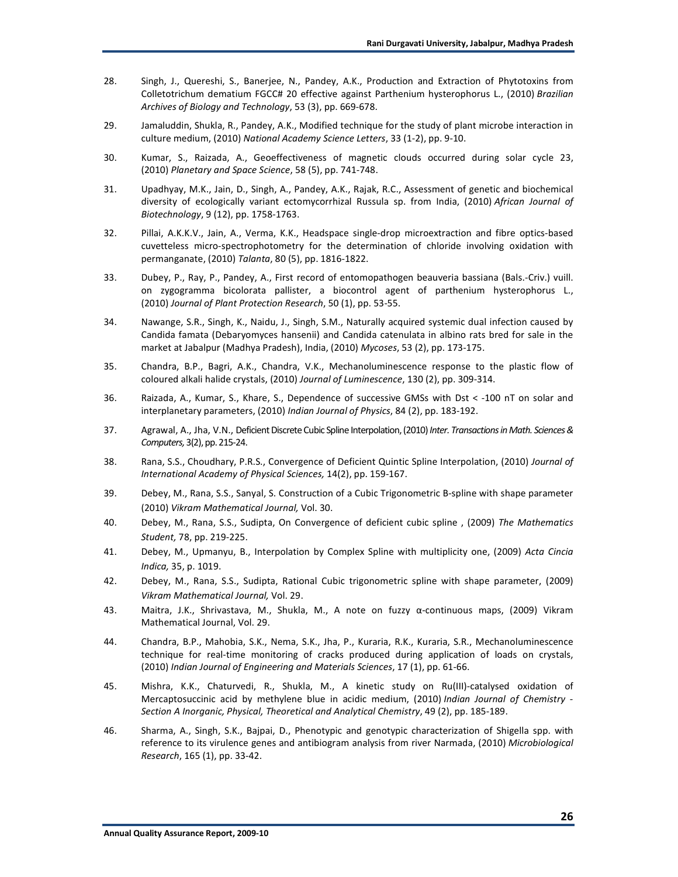28. Singh, J., Quereshi, S., Banerjee, N., Pandey, A.K., Production and Extraction of Phytotoxins from Colletotrichum dematium FGCC# 20 effective against Parthenium hysterophorus L., (2010) *Brazilian Archives of Biology and Technology*, 53 (3), pp. 669-678.

29. Jamaluddin, Shukla, R., Pandey, A.K., Modified technique for the study of plant microbe interaction in culture medium, (2010) *National Academy Science Letters*, 33 (1-2), pp. 9-10.

30. Kumar, S., Raizada, A., Geoeffectiveness of magnetic clouds occurred during solar cycle 23, (2010) *Planetary and Space Science*, 58 (5), pp. 741-748.

31. Upadhyay, M.K., Jain, D., Singh, A., Pandey, A.K., Rajak, R.C., Assessment of genetic and biochemical diversity of ecologically variant ectomycorrhizal Russula sp. from India, (2010) *African Journal of Biotechnology*, 9 (12), pp. 1758-1763.

32. Pillai, A.K.K.V., Jain, A., Verma, K.K., Headspace single-drop microextraction and fibre optics-based cuvetteless micro-spectrophotometry for the determination of chloride involving oxidation with permanganate, (2010) *Talanta*, 80 (5), pp. 1816-1822.

33. Dubey, P., Ray, P., Pandey, A., First record of entomopathogen beauveria bassiana (Bals.-Criv.) vuill. on zygogramma bicolorata pallister, a biocontrol agent of parthenium hysterophorus L., (2010) *Journal of Plant Protection Research*, 50 (1), pp. 53-55.

34. Nawange, S.R., Singh, K., Naidu, J., Singh, S.M., Naturally acquired systemic dual infection caused by Candida famata (Debaryomyces hansenii) and Candida catenulata in albino rats bred for sale in the market at Jabalpur (Madhya Pradesh), India, (2010) *Mycoses*, 53 (2), pp. 173-175.

35. Chandra, B.P., Bagri, A.K., Chandra, V.K., Mechanoluminescence response to the plastic flow of coloured alkali halide crystals, (2010) *Journal of Luminescence*, 130 (2), pp. 309-314.

36. Raizada, A., Kumar, S., Khare, S., Dependence of successive GMSs with Dst < -100 nT on solar and interplanetary parameters, (2010) *Indian Journal of Physics*, 84 (2), pp. 183-192.

37. Agrawal, A., Jha, V.N., Deficient Discrete Cubic Spline Interpolation, (2010) *Inter. Transactions in Math. Sciences & Computers,* 3(2), pp. 215-24.

38. Rana, S.S., Choudhary, P.R.S., Convergence of Deficient Quintic Spline Interpolation, (2010) *Journal of International Academy of Physical Sciences,* 14(2), pp. 159-167.

39. Debey, M., Rana, S.S., Sanyal, S. Construction of a Cubic Trigonometric B-spline with shape parameter (2010) *Vikram Mathematical Journal,* Vol. 30.

40. Debey, M., Rana, S.S., Sudipta, On Convergence of deficient cubic spline , (2009) *The Mathematics Student,* 78, pp. 219-225.

41. Debey, M., Upmanyu, B., Interpolation by Complex Spline with multiplicity one, (2009) *Acta Cincia Indica,* 35, p. 1019.

42. Debey, M., Rana, S.S., Sudipta, Rational Cubic trigonometric spline with shape parameter, (2009) *Vikram Mathematical Journal,* Vol. 29.

43. Maitra, J.K., Shrivastava, M., Shukla, M., A note on fuzzy α-continuous maps, (2009) Vikram Mathematical Journal, Vol. 29.

44. Chandra, B.P., Mahobia, S.K., Nema, S.K., Jha, P., Kuraria, R.K., Kuraria, S.R., Mechanoluminescence technique for real-time monitoring of cracks produced during application of loads on crystals, (2010) *Indian Journal of Engineering and Materials Sciences*, 17 (1), pp. 61-66.

45. Mishra, K.K., Chaturvedi, R., Shukla, M., A kinetic study on Ru(III)-catalysed oxidation of Mercaptosuccinic acid by methylene blue in acidic medium, (2010) *Indian Journal of Chemistry - Section A Inorganic, Physical, Theoretical and Analytical Chemistry*, 49 (2), pp. 185-189.

46. Sharma, A., Singh, S.K., Bajpai, D., Phenotypic and genotypic characterization of Shigella spp. with reference to its virulence genes and antibiogram analysis from river Narmada, (2010) *Microbiological Research*, 165 (1), pp. 33-42.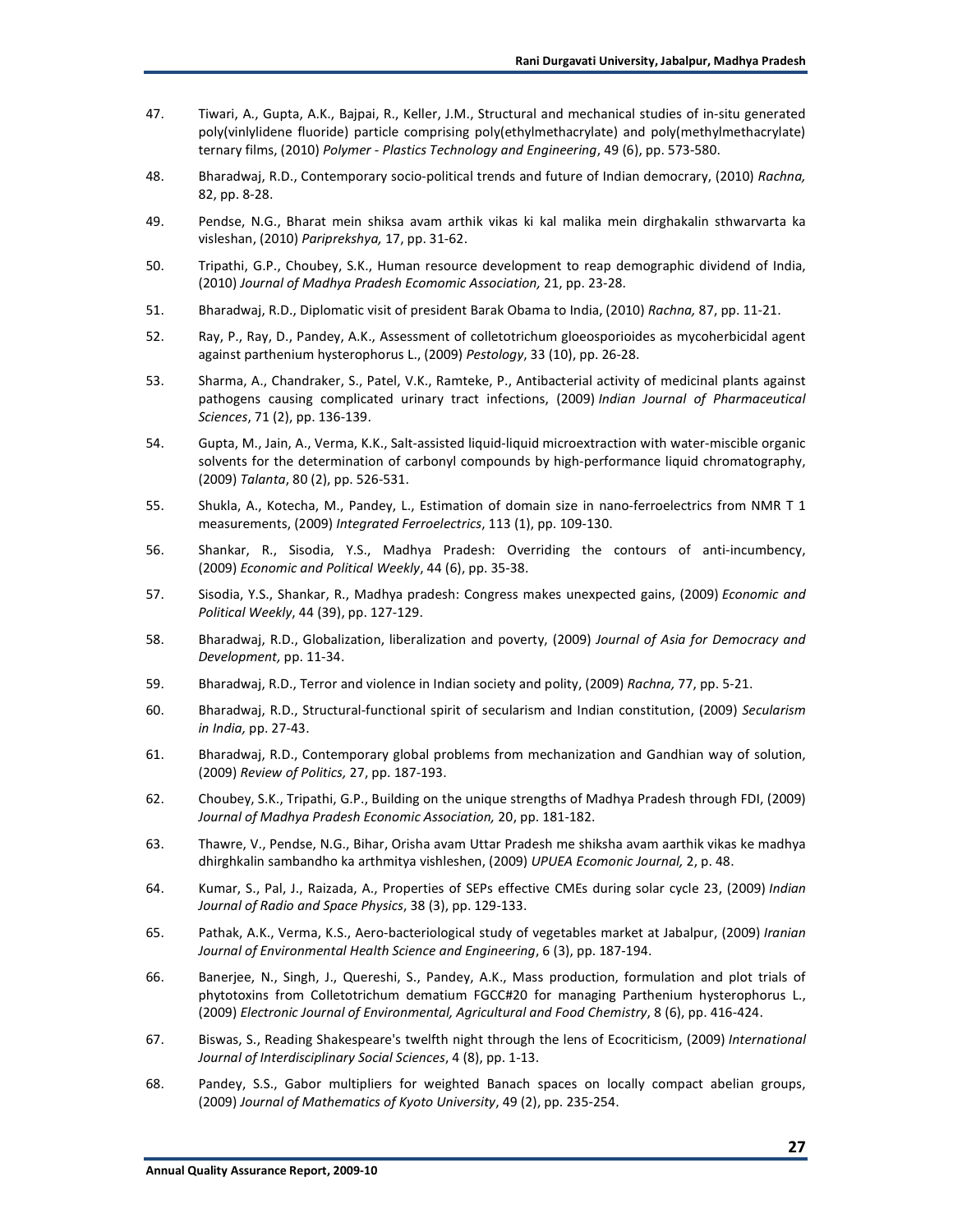47. Tiwari, A., Gupta, A.K., Bajpai, R., Keller, J.M., Structural and mechanical studies of in-situ generated poly(vinlylidene fluoride) particle comprising poly(ethylmethacrylate) and poly(methylmethacrylate) ternary films, (2010) *Polymer - Plastics Technology and Engineering*, 49 (6), pp. 573-580.

48. Bharadwaj, R.D., Contemporary socio-political trends and future of Indian democrary, (2010) *Rachna,* 82, pp. 8-28.

49. Pendse, N.G., Bharat mein shiksa avam arthik vikas ki kal malika mein dirghakalin sthwarvarta ka visleshan, (2010) *Pariprekshya,* 17, pp. 31-62.

50. Tripathi, G.P., Choubey, S.K., Human resource development to reap demographic dividend of India, (2010) *Journal of Madhya Pradesh Ecomomic Association,* 21, pp. 23-28.

51. Bharadwaj, R.D., Diplomatic visit of president Barak Obama to India, (2010) *Rachna,* 87, pp. 11-21.

52. Ray, P., Ray, D., Pandey, A.K., Assessment of colletotrichum gloeosporioides as mycoherbicidal agent against parthenium hysterophorus L., (2009) *Pestology*, 33 (10), pp. 26-28.

53. Sharma, A., Chandraker, S., Patel, V.K., Ramteke, P., Antibacterial activity of medicinal plants against pathogens causing complicated urinary tract infections, (2009) *Indian Journal of Pharmaceutical Sciences*, 71 (2), pp. 136-139.

54. Gupta, M., Jain, A., Verma, K.K., Salt-assisted liquid-liquid microextraction with water-miscible organic solvents for the determination of carbonyl compounds by high-performance liquid chromatography, (2009) *Talanta*, 80 (2), pp. 526-531.

55. Shukla, A., Kotecha, M., Pandey, L., Estimation of domain size in nano-ferroelectrics from NMR T 1 measurements, (2009) *Integrated Ferroelectrics*, 113 (1), pp. 109-130.

56. Shankar, R., Sisodia, Y.S., Madhya Pradesh: Overriding the contours of anti-incumbency, (2009) *Economic and Political Weekly*, 44 (6), pp. 35-38.

57. Sisodia, Y.S., Shankar, R., Madhya pradesh: Congress makes unexpected gains, (2009) *Economic and Political Weekly*, 44 (39), pp. 127-129.

58. Bharadwaj, R.D., Globalization, liberalization and poverty, (2009) *Journal of Asia for Democracy and Development,* pp. 11-34.

59. Bharadwaj, R.D., Terror and violence in Indian society and polity, (2009) *Rachna,* 77, pp. 5-21.

60. Bharadwaj, R.D., Structural-functional spirit of secularism and Indian constitution, (2009) *Secularism in India,* pp. 27-43.

61. Bharadwaj, R.D., Contemporary global problems from mechanization and Gandhian way of solution, (2009) *Review of Politics,* 27, pp. 187-193.

62. Choubey, S.K., Tripathi, G.P., Building on the unique strengths of Madhya Pradesh through FDI, (2009) *Journal of Madhya Pradesh Economic Association,* 20, pp. 181-182.

63. Thawre, V., Pendse, N.G., Bihar, Orisha avam Uttar Pradesh me shiksha avam aarthik vikas ke madhya dhirghkalin sambandho ka arthmitya vishleshen, (2009) *UPUEA Ecomonic Journal,* 2, p. 48.

64. Kumar, S., Pal, J., Raizada, A., Properties of SEPs effective CMEs during solar cycle 23, (2009) *Indian Journal of Radio and Space Physics*, 38 (3), pp. 129-133.

65. Pathak, A.K., Verma, K.S., Aero-bacteriological study of vegetables market at Jabalpur, (2009) *Iranian Journal of Environmental Health Science and Engineering*, 6 (3), pp. 187-194.

66. Banerjee, N., Singh, J., Quereshi, S., Pandey, A.K., Mass production, formulation and plot trials of phytotoxins from Colletotrichum dematium FGCC#20 for managing Parthenium hysterophorus L., (2009) *Electronic Journal of Environmental, Agricultural and Food Chemistry*, 8 (6), pp. 416-424.

67. Biswas, S., Reading Shakespeare's twelfth night through the lens of Ecocriticism, (2009) *International Journal of Interdisciplinary Social Sciences*, 4 (8), pp. 1-13.

68. Pandey, S.S., Gabor multipliers for weighted Banach spaces on locally compact abelian groups, (2009) *Journal of Mathematics of Kyoto University*, 49 (2), pp. 235-254.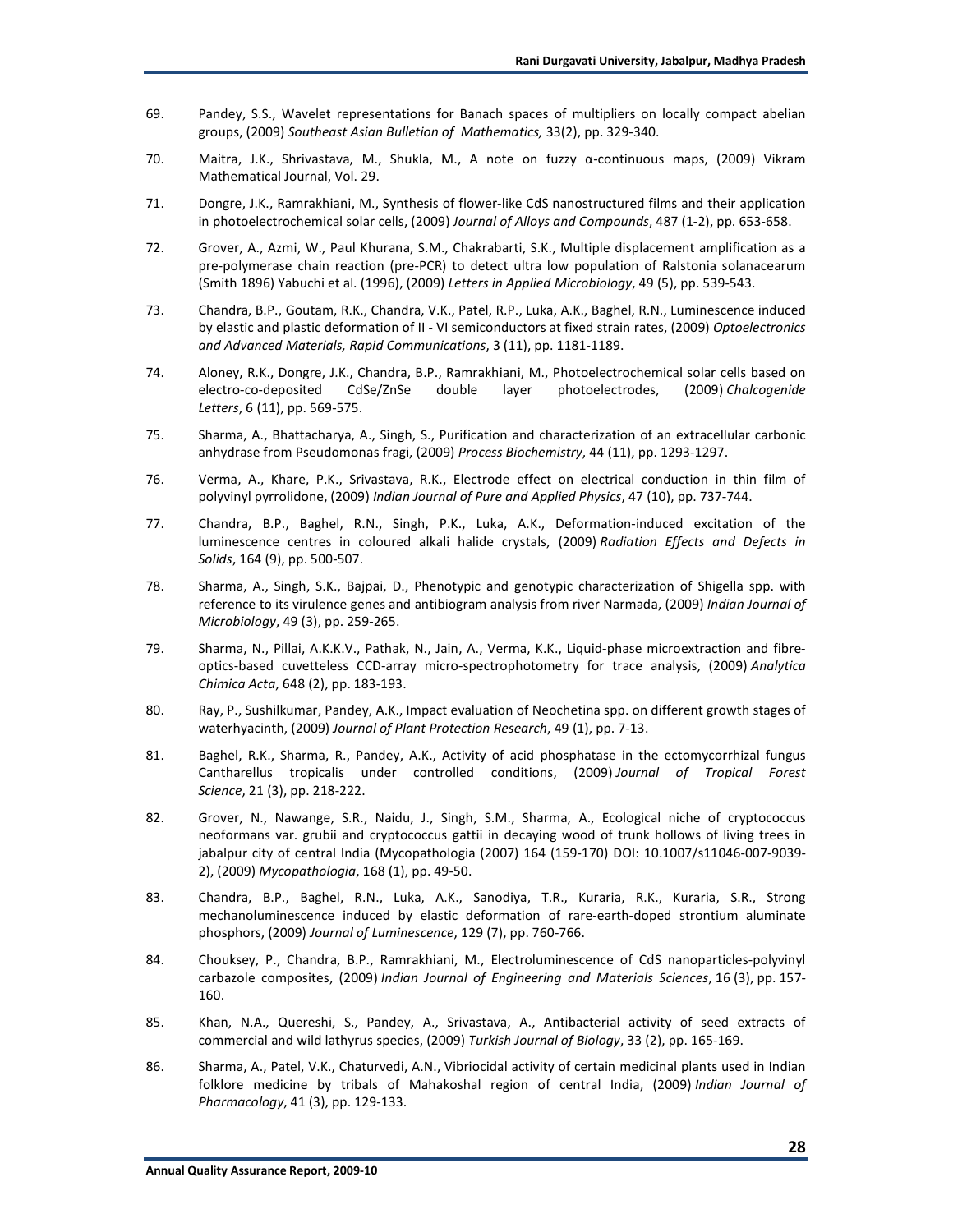69. Pandey, S.S., Wavelet representations for Banach spaces of multipliers on locally compact abelian groups, (2009) *Southeast Asian Bulletion of Mathematics,* 33(2), pp. 329-340.

70. Maitra, J.K., Shrivastava, M., Shukla, M., A note on fuzzy α-continuous maps, (2009) Vikram Mathematical Journal, Vol. 29.

71. Dongre, J.K., Ramrakhiani, M., Synthesis of flower-like CdS nanostructured films and their application in photoelectrochemical solar cells, (2009) *Journal of Alloys and Compounds*, 487 (1-2), pp. 653-658.

72. Grover, A., Azmi, W., Paul Khurana, S.M., Chakrabarti, S.K., Multiple displacement amplification as a pre-polymerase chain reaction (pre-PCR) to detect ultra low population of Ralstonia solanacearum (Smith 1896) Yabuchi et al. (1996), (2009) *Letters in Applied Microbiology*, 49 (5), pp. 539-543.

73. Chandra, B.P., Goutam, R.K., Chandra, V.K., Patel, R.P., Luka, A.K., Baghel, R.N., Luminescence induced by elastic and plastic deformation of II - VI semiconductors at fixed strain rates, (2009) *Optoelectronics and Advanced Materials, Rapid Communications*, 3 (11), pp. 1181-1189.

74. Aloney, R.K., Dongre, J.K., Chandra, B.P., Ramrakhiani, M., Photoelectrochemical solar cells based on electro-co-deposited CdSe/ZnSe double layer photoelectrodes, (2009) *Chalcogenide Letters*, 6 (11), pp. 569-575.

75. Sharma, A., Bhattacharya, A., Singh, S., Purification and characterization of an extracellular carbonic anhydrase from Pseudomonas fragi, (2009) *Process Biochemistry*, 44 (11), pp. 1293-1297.

76. Verma, A., Khare, P.K., Srivastava, R.K., Electrode effect on electrical conduction in thin film of polyvinyl pyrrolidone, (2009) *Indian Journal of Pure and Applied Physics*, 47 (10), pp. 737-744.

77. Chandra, B.P., Baghel, R.N., Singh, P.K., Luka, A.K., Deformation-induced excitation of the luminescence centres in coloured alkali halide crystals, (2009) *Radiation Effects and Defects in Solids*, 164 (9), pp. 500-507.

78. Sharma, A., Singh, S.K., Bajpai, D., Phenotypic and genotypic characterization of Shigella spp. with reference to its virulence genes and antibiogram analysis from river Narmada, (2009) *Indian Journal of Microbiology*, 49 (3), pp. 259-265.

79. Sharma, N., Pillai, A.K.K.V., Pathak, N., Jain, A., Verma, K.K., Liquid-phase microextraction and fibre-optics-based cuvetteless CCD-array micro-spectrophotometry for trace analysis, (2009) *Analytica Chimica Acta*, 648 (2), pp. 183-193.

80. Ray, P., Sushilkumar, Pandey, A.K., Impact evaluation of Neochetina spp. on different growth stages of waterhyacinth, (2009) *Journal of Plant Protection Research*, 49 (1), pp. 7-13.

81. Baghel, R.K., Sharma, R., Pandey, A.K., Activity of acid phosphatase in the ectomycorrhizal fungus Cantharellus tropicalis under controlled conditions, (2009) *Journal of Tropical Forest Science*, 21 (3), pp. 218-222.

82. Grover, N., Nawange, S.R., Naidu, J., Singh, S.M., Sharma, A., Ecological niche of cryptococcus neoformans var. grubii and cryptococcus gattii in decaying wood of trunk hollows of living trees in jabalpur city of central India (Mycopathologia (2007) 164 (159-170) DOI: 10.1007/s11046-007-9039-2), (2009) *Mycopathologia*, 168 (1), pp. 49-50.

83. Chandra, B.P., Baghel, R.N., Luka, A.K., Sanodiya, T.R., Kuraria, R.K., Kuraria, S.R., Strong mechanoluminescence induced by elastic deformation of rare-earth-doped strontium aluminate phosphors, (2009) *Journal of Luminescence*, 129 (7), pp. 760-766.

84. Chouksey, P., Chandra, B.P., Ramrakhiani, M., Electroluminescence of CdS nanoparticles-polyvinyl carbazole composites, (2009) *Indian Journal of Engineering and Materials Sciences*, 16 (3), pp. 157-160.

85. Khan, N.A., Quereshi, S., Pandey, A., Srivastava, A., Antibacterial activity of seed extracts of commercial and wild lathyrus species, (2009) *Turkish Journal of Biology*, 33 (2), pp. 165-169.

86. Sharma, A., Patel, V.K., Chaturvedi, A.N., Vibriocidal activity of certain medicinal plants used in Indian folklore medicine by tribals of Mahakoshal region of central India, (2009) *Indian Journal of Pharmacology*, 41 (3), pp. 129-133.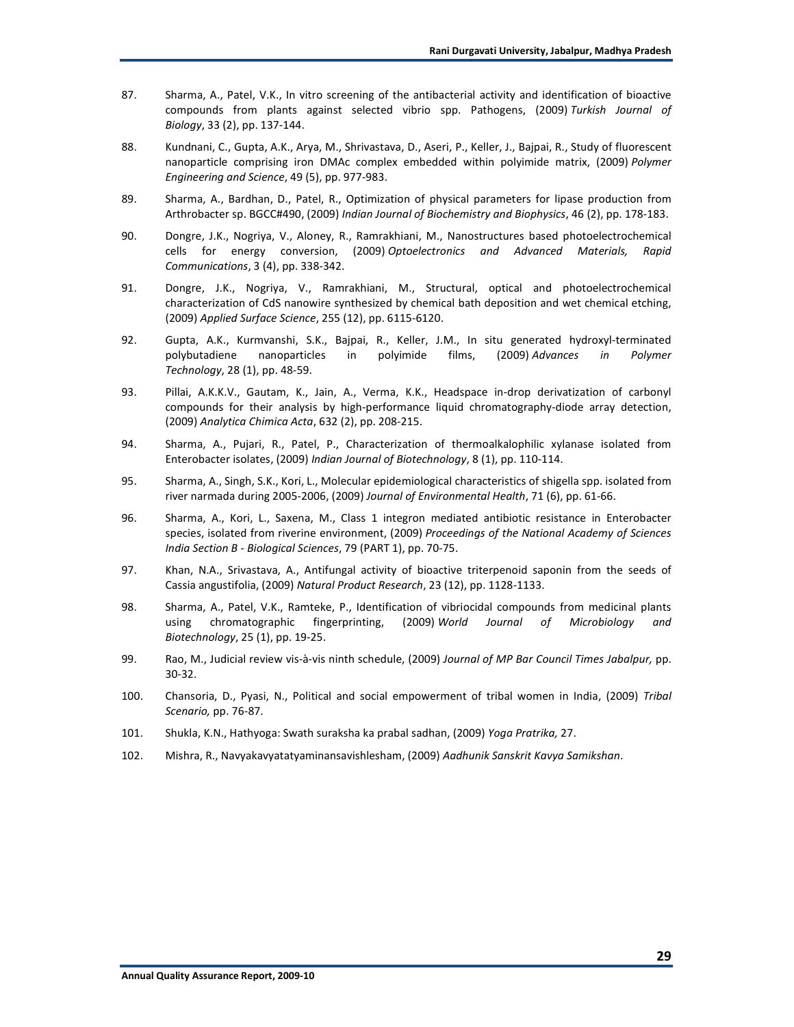87. Sharma, A., Patel, V.K., In vitro screening of the antibacterial activity and identification of bioactive compounds from plants against selected vibrio spp. Pathogens, (2009) *Turkish Journal of Biology*, 33 (2), pp. 137-144.

88. Kundnani, C., Gupta, A.K., Arya, M., Shrivastava, D., Aseri, P., Keller, J., Bajpai, R., Study of fluorescent nanoparticle comprising iron DMAc complex embedded within polyimide matrix, (2009) *Polymer Engineering and Science*, 49 (5), pp. 977-983.

89. Sharma, A., Bardhan, D., Patel, R., Optimization of physical parameters for lipase production from Arthrobacter sp. BGCC#490, (2009) *Indian Journal of Biochemistry and Biophysics*, 46 (2), pp. 178-183.

90. Dongre, J.K., Nogriya, V., Aloney, R., Ramrakhiani, M., Nanostructures based photoelectrochemical cells for energy conversion, (2009) *Optoelectronics and Advanced Materials, Rapid Communications*, 3 (4), pp. 338-342.

91. Dongre, J.K., Nogriya, V., Ramrakhiani, M., Structural, optical and photoelectrochemical characterization of CdS nanowire synthesized by chemical bath deposition and wet chemical etching, (2009) *Applied Surface Science*, 255 (12), pp. 6115-6120.

92. Gupta, A.K., Kurmvanshi, S.K., Bajpai, R., Keller, J.M., In situ generated hydroxyl-terminated polybutadiene nanoparticles in polyimide films, (2009) *Advances in Polymer Technology*, 28 (1), pp. 48-59.

93. Pillai, A.K.K.V., Gautam, K., Jain, A., Verma, K.K., Headspace in-drop derivatization of carbonyl compounds for their analysis by high-performance liquid chromatography-diode array detection, (2009) *Analytica Chimica Acta*, 632 (2), pp. 208-215.

94. Sharma, A., Pujari, R., Patel, P., Characterization of thermoalkalophilic xylanase isolated from Enterobacter isolates, (2009) *Indian Journal of Biotechnology*, 8 (1), pp. 110-114.

95. Sharma, A., Singh, S.K., Kori, L., Molecular epidemiological characteristics of shigella spp. isolated from river narmada during 2005-2006, (2009) *Journal of Environmental Health*, 71 (6), pp. 61-66.

96. Sharma, A., Kori, L., Saxena, M., Class 1 integron mediated antibiotic resistance in Enterobacter species, isolated from riverine environment, (2009) *Proceedings of the National Academy of Sciences India Section B - Biological Sciences*, 79 (PART 1), pp. 70-75.

97. Khan, N.A., Srivastava, A., Antifungal activity of bioactive triterpenoid saponin from the seeds of Cassia angustifolia, (2009) *Natural Product Research*, 23 (12), pp. 1128-1133.

98. Sharma, A., Patel, V.K., Ramteke, P., Identification of vibriocidal compounds from medicinal plants using chromatographic fingerprinting, (2009) *World Journal of Microbiology and Biotechnology*, 25 (1), pp. 19-25.

99. Rao, M., Judicial review vis-à-vis ninth schedule, (2009) *Journal of MP Bar Council Times Jabalpur,* pp. 30-32.

100. Chansoria, D., Pyasi, N., Political and social empowerment of tribal women in India, (2009) *Tribal Scenario,* pp. 76-87.

101. Shukla, K.N., Hathyoga: Swath suraksha ka prabal sadhan, (2009) *Yoga Pratrika,* 27.

102. Mishra, R., Navyakavyatatyaminansavishlesham, (2009) *Aadhunik Sanskrit Kavya Samikshan*.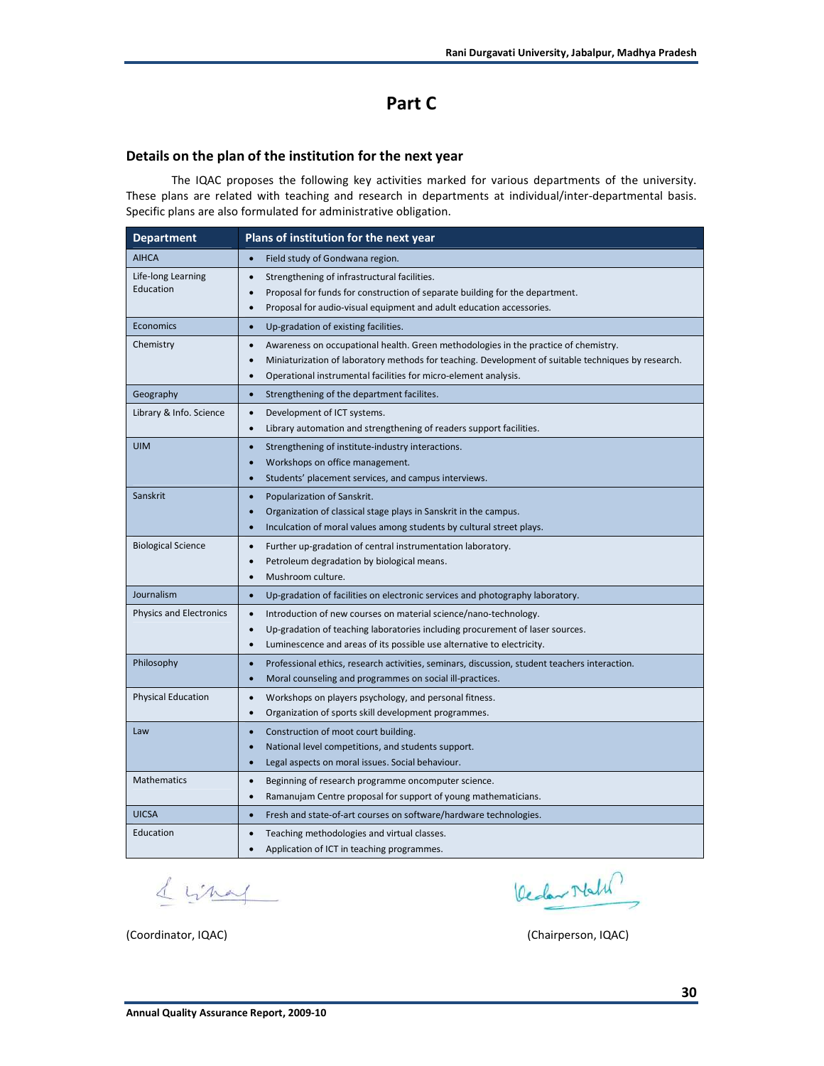# Part C

## Details on the plan of the institution for the next year

The IQAC proposes the following key activities marked for various departments of the university. These plans are related with teaching and research in departments at individual/inter-departmental basis. Specific plans are also formulated for administrative obligation.

| Department | Plans of institution for the next year |
|---|---|
| AIHCA | • Field study of Gondwana region. |
| Life-long Learning Education | • Strengthening of infrastructural facilities.<br>• Proposal for funds for construction of separate building for the department.<br>• Proposal for audio-visual equipment and adult education accessories. |
| Economics | • Up-gradation of existing facilities. |
| Chemistry | • Awareness on occupational health. Green methodologies in the practice of chemistry.<br>• Miniaturization of laboratory methods for teaching. Development of suitable techniques by research.<br>• Operational instrumental facilities for micro-element analysis. |
| Geography | • Strengthening of the department facilites. |
| Library & Info. Science | • Development of ICT systems.<br>• Library automation and strengthening of readers support facilities. |
| UIM | • Strengthening of institute-industry interactions.<br>• Workshops on office management.<br>• Students' placement services, and campus interviews. |
| Sanskrit | • Popularization of Sanskrit.<br>• Organization of classical stage plays in Sanskrit in the campus.<br>• Inculcation of moral values among students by cultural street plays. |
| Biological Science | • Further up-gradation of central instrumentation laboratory.<br>• Petroleum degradation by biological means.<br>• Mushroom culture. |
| Journalism | • Up-gradation of facilities on electronic services and photography laboratory. |
| Physics and Electronics | • Introduction of new courses on material science/nano-technology.<br>• Up-gradation of teaching laboratories including procurement of laser sources.<br>• Luminescence and areas of its possible use alternative to electricity. |
| Philosophy | • Professional ethics, research activities, seminars, discussion, student teachers interaction.<br>• Moral counseling and programmes on social ill-practices. |
| Physical Education | • Workshops on players psychology, and personal fitness.<br>• Organization of sports skill development programmes. |
| Law | • Construction of moot court building.<br>• National level competitions, and students support.<br>• Legal aspects on moral issues. Social behaviour. |
| Mathematics | • Beginning of research programme oncomputer science.<br>• Ramanujam Centre proposal for support of young mathematicians. |
| UICSA | • Fresh and state-of-art courses on software/hardware technologies. |
| Education | • Teaching methodologies and virtual classes.<br>• Application of ICT in teaching programmes. |

(Coordinator, IQAC) (Chairperson, IQAC)